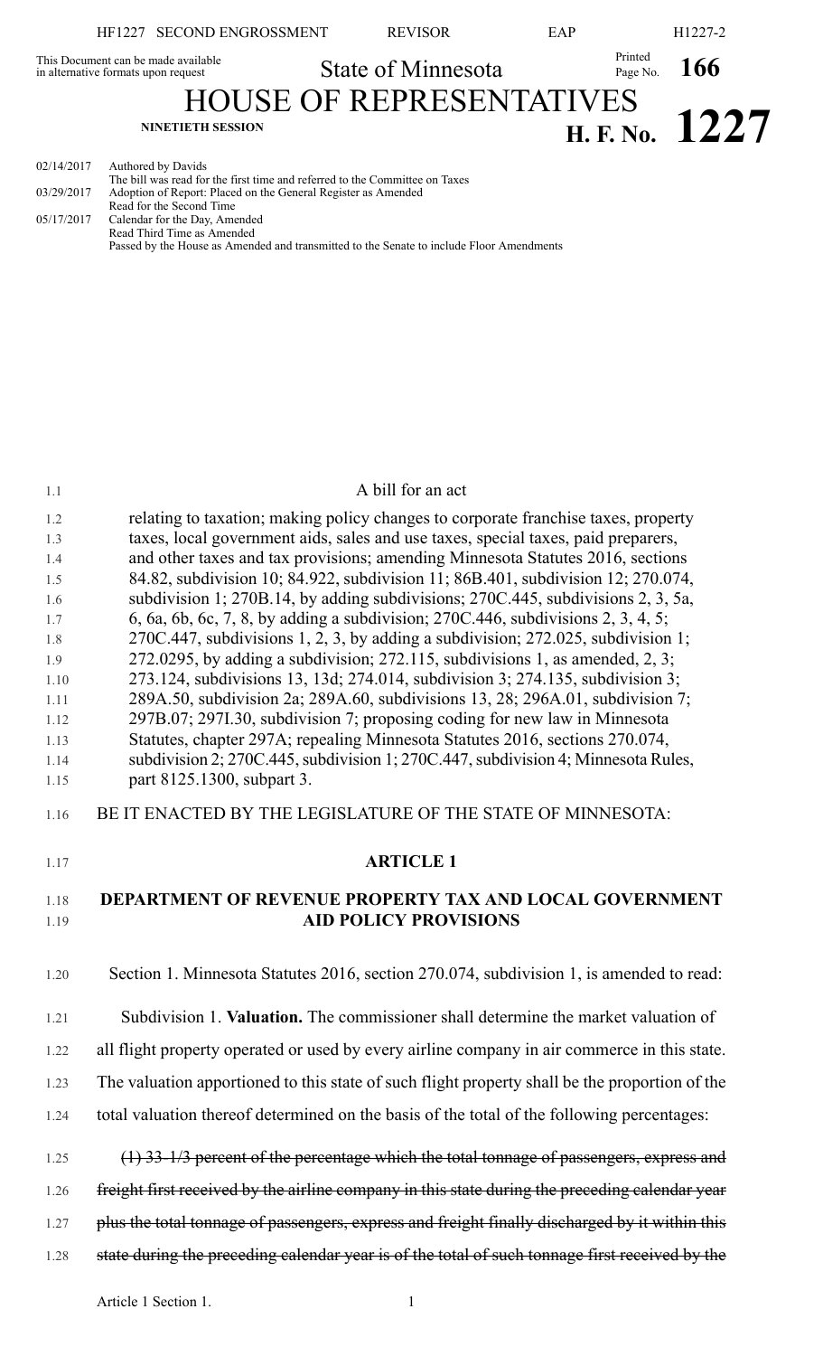This Document can be made available in alternative formats upon request

State of Minnesota

# HOUSE OF REPRESENTATIVES

NINETIETH SESSION

**H. F. No. 1227**

| | |
|---|---|
| 02/14/2017 | Authored by Davids |
| | The bill was read for the first time and referred to the Committee on Taxes |
| 03/29/2017 | Adoption of Report: Placed on the General Register as Amended |
| | Read for the Second Time |
| 05/17/2017 | Calendar for the Day, Amended |
| | Read Third Time as Amended |
| | Passed by the House as Amended and transmitted to the Senate to include Floor Amendments |

A bill for an act

relating to taxation; making policy changes to corporate franchise taxes, property taxes, local government aids, sales and use taxes, special taxes, paid preparers, and other taxes and tax provisions; amending Minnesota Statutes 2016, sections 84.82, subdivision 10; 84.922, subdivision 11; 86B.401, subdivision 12; 270.074, subdivision 1; 270B.14, by adding subdivisions; 270C.445, subdivisions 2, 3, 5a, 6, 6a, 6b, 6c, 7, 8, by adding a subdivision; 270C.446, subdivisions 2, 3, 4, 5; 270C.447, subdivisions 1, 2, 3, by adding a subdivision; 272.025, subdivision 1; 272.0295, by adding a subdivision; 272.115, subdivisions 1, as amended, 2, 3; 273.124, subdivisions 13, 13d; 274.014, subdivision 3; 274.135, subdivision 3; 289A.50, subdivision 2a; 289A.60, subdivisions 13, 28; 296A.01, subdivision 7; 297B.07; 297I.30, subdivision 7; proposing coding for new law in Minnesota Statutes, chapter 297A; repealing Minnesota Statutes 2016, sections 270.074, subdivision 2; 270C.445, subdivision 1; 270C.447, subdivision 4; Minnesota Rules, part 8125.1300, subpart 3.

BE IT ENACTED BY THE LEGISLATURE OF THE STATE OF MINNESOTA:

## ARTICLE 1

## DEPARTMENT OF REVENUE PROPERTY TAX AND LOCAL GOVERNMENT AID POLICY PROVISIONS

Section 1. Minnesota Statutes 2016, section 270.074, subdivision 1, is amended to read:

Subdivision 1. **Valuation.** The commissioner shall determine the market valuation of all flight property operated or used by every airline company in air commerce in this state. The valuation apportioned to this state of such flight property shall be the proportion of the total valuation thereof determined on the basis of the total of the following percentages:

~~(1) 33-1/3 percent of the percentage which the total tonnage of passengers, express and freight first received by the airline company in this state during the preceding calendar year plus the total tonnage of passengers, express and freight finally discharged by it within this state during the preceding calendar year is of the total of such tonnage first received by the~~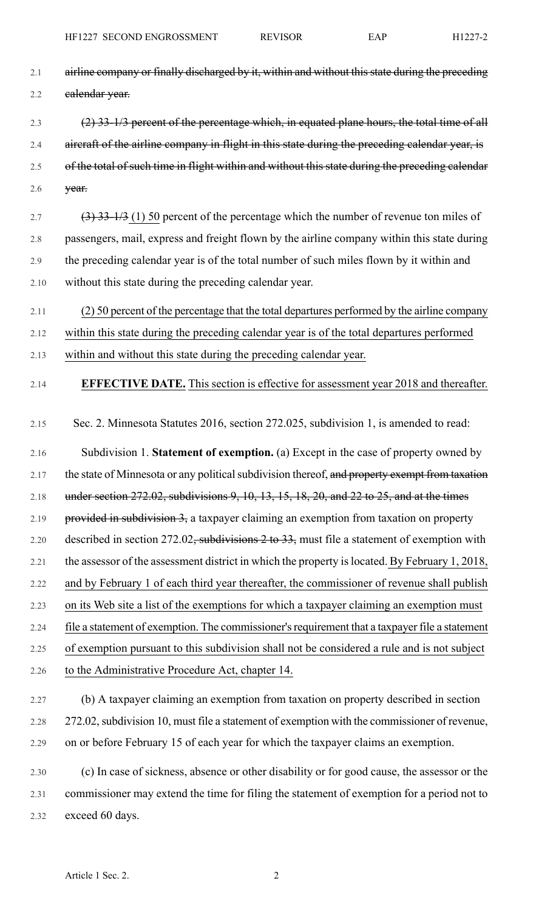~~airline company or finally discharged by it, within and without this state during the preceding calendar year.~~

~~(2) 33-1/3 percent of the percentage which, in equated plane hours, the total time of all aircraft of the airline company in flight in this state during the preceding calendar year, is of the total of such time in flight within and without this state during the preceding calendar year.~~

~~(3) 33-1/3~~ (1) 50 percent of the percentage which the number of revenue ton miles of passengers, mail, express and freight flown by the airline company within this state during the preceding calendar year is of the total number of such miles flown by it within and without this state during the preceding calendar year.

(2) 50 percent of the percentage that the total departures performed by the airline company within this state during the preceding calendar year is of the total departures performed within and without this state during the preceding calendar year.

**EFFECTIVE DATE.** This section is effective for assessment year 2018 and thereafter.

Sec. 2. Minnesota Statutes 2016, section 272.025, subdivision 1, is amended to read:

Subdivision 1. **Statement of exemption.** (a) Except in the case of property owned by the state of Minnesota or any political subdivision thereof, ~~and property exempt from taxation under section 272.02, subdivisions 9, 10, 13, 15, 18, 20, and 22 to 25, and at the times provided in subdivision 3,~~ a taxpayer claiming an exemption from taxation on property described in section 272.02~~, subdivisions 2 to 33,~~ must file a statement of exemption with the assessor of the assessment district in which the property is located. By February 1, 2018, and by February 1 of each third year thereafter, the commissioner of revenue shall publish on its Web site a list of the exemptions for which a taxpayer claiming an exemption must file a statement of exemption. The commissioner's requirement that a taxpayer file a statement of exemption pursuant to this subdivision shall not be considered a rule and is not subject to the Administrative Procedure Act, chapter 14.

(b) A taxpayer claiming an exemption from taxation on property described in section 272.02, subdivision 10, must file a statement of exemption with the commissioner of revenue, on or before February 15 of each year for which the taxpayer claims an exemption.

(c) In case of sickness, absence or other disability or for good cause, the assessor or the commissioner may extend the time for filing the statement of exemption for a period not to exceed 60 days.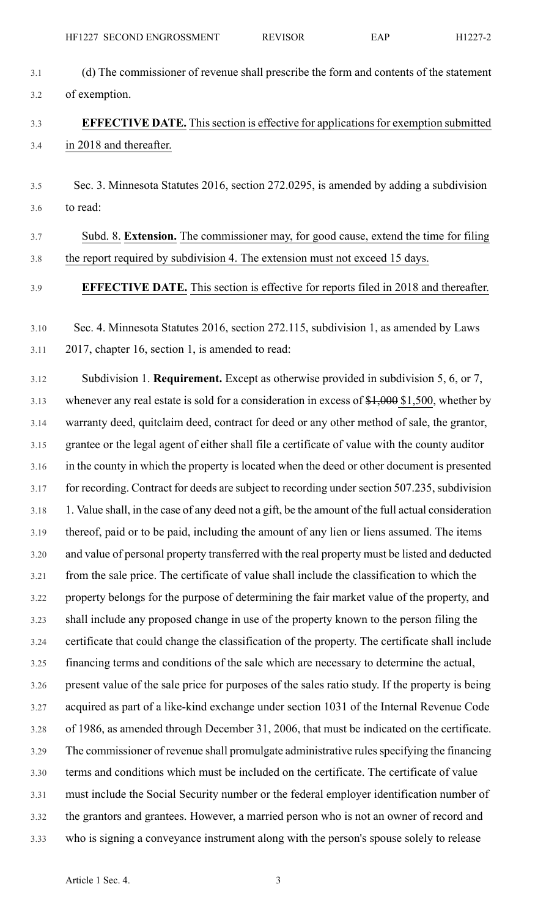(d) The commissioner of revenue shall prescribe the form and contents of the statement of exemption.

**EFFECTIVE DATE.** This section is effective for applications for exemption submitted in 2018 and thereafter.

Sec. 3. Minnesota Statutes 2016, section 272.0295, is amended by adding a subdivision to read:

Subd. 8. **Extension.** The commissioner may, for good cause, extend the time for filing the report required by subdivision 4. The extension must not exceed 15 days.

**EFFECTIVE DATE.** This section is effective for reports filed in 2018 and thereafter.

Sec. 4. Minnesota Statutes 2016, section 272.115, subdivision 1, as amended by Laws 2017, chapter 16, section 1, is amended to read:

Subdivision 1. **Requirement.** Except as otherwise provided in subdivision 5, 6, or 7, whenever any real estate is sold for a consideration in excess of ~~$1,000~~ $1,500, whether by warranty deed, quitclaim deed, contract for deed or any other method of sale, the grantor, grantee or the legal agent of either shall file a certificate of value with the county auditor in the county in which the property is located when the deed or other document is presented for recording. Contract for deeds are subject to recording under section 507.235, subdivision 1. Value shall, in the case of any deed not a gift, be the amount of the full actual consideration thereof, paid or to be paid, including the amount of any lien or liens assumed. The items and value of personal property transferred with the real property must be listed and deducted from the sale price. The certificate of value shall include the classification to which the property belongs for the purpose of determining the fair market value of the property, and shall include any proposed change in use of the property known to the person filing the certificate that could change the classification of the property. The certificate shall include financing terms and conditions of the sale which are necessary to determine the actual, present value of the sale price for purposes of the sales ratio study. If the property is being acquired as part of a like-kind exchange under section 1031 of the Internal Revenue Code of 1986, as amended through December 31, 2006, that must be indicated on the certificate. The commissioner of revenue shall promulgate administrative rules specifying the financing terms and conditions which must be included on the certificate. The certificate of value must include the Social Security number or the federal employer identification number of the grantors and grantees. However, a married person who is not an owner of record and who is signing a conveyance instrument along with the person's spouse solely to release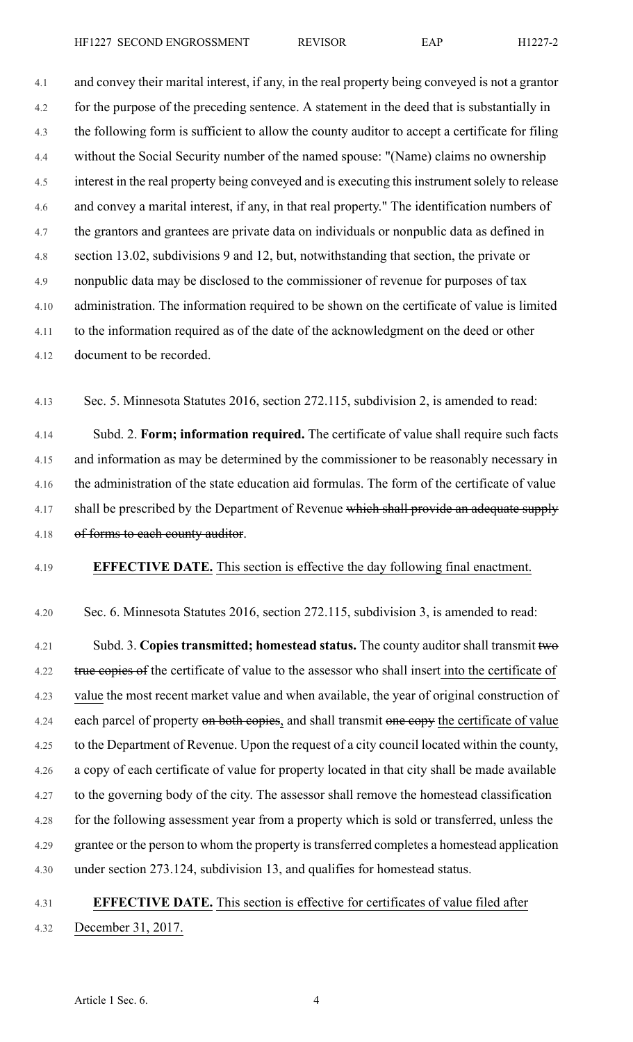and convey their marital interest, if any, in the real property being conveyed is not a grantor for the purpose of the preceding sentence. A statement in the deed that is substantially in the following form is sufficient to allow the county auditor to accept a certificate for filing without the Social Security number of the named spouse: "(Name) claims no ownership interest in the real property being conveyed and is executing this instrument solely to release and convey a marital interest, if any, in that real property." The identification numbers of the grantors and grantees are private data on individuals or nonpublic data as defined in section 13.02, subdivisions 9 and 12, but, notwithstanding that section, the private or nonpublic data may be disclosed to the commissioner of revenue for purposes of tax administration. The information required to be shown on the certificate of value is limited to the information required as of the date of the acknowledgment on the deed or other document to be recorded.

Sec. 5. Minnesota Statutes 2016, section 272.115, subdivision 2, is amended to read:

Subd. 2. **Form; information required.** The certificate of value shall require such facts and information as may be determined by the commissioner to be reasonably necessary in the administration of the state education aid formulas. The form of the certificate of value shall be prescribed by the Department of Revenue ~~which shall provide an adequate supply of forms to each county auditor~~.

**EFFECTIVE DATE.** This section is effective the day following final enactment.

Sec. 6. Minnesota Statutes 2016, section 272.115, subdivision 3, is amended to read:

Subd. 3. **Copies transmitted; homestead status.** The county auditor shall transmit ~~two true copies of~~ the certificate of value to the assessor who shall insert into the certificate of value the most recent market value and when available, the year of original construction of each parcel of property ~~on both copies~~, and shall transmit ~~one copy~~ the certificate of value to the Department of Revenue. Upon the request of a city council located within the county, a copy of each certificate of value for property located in that city shall be made available to the governing body of the city. The assessor shall remove the homestead classification for the following assessment year from a property which is sold or transferred, unless the grantee or the person to whom the property is transferred completes a homestead application under section 273.124, subdivision 13, and qualifies for homestead status.

**EFFECTIVE DATE.** This section is effective for certificates of value filed after December 31, 2017.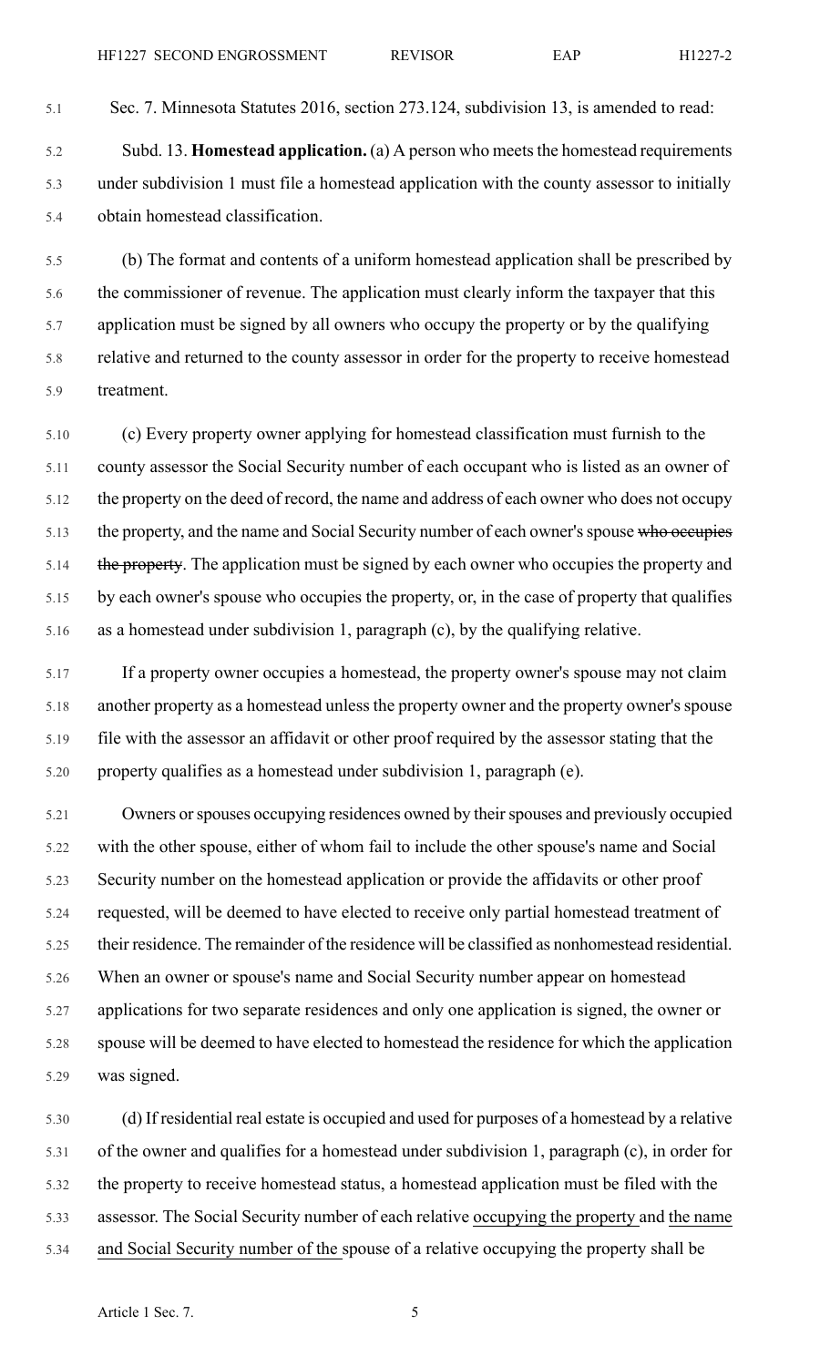Sec. 7. Minnesota Statutes 2016, section 273.124, subdivision 13, is amended to read:

Subd. 13. **Homestead application.** (a) A person who meets the homestead requirements under subdivision 1 must file a homestead application with the county assessor to initially obtain homestead classification.

(b) The format and contents of a uniform homestead application shall be prescribed by the commissioner of revenue. The application must clearly inform the taxpayer that this application must be signed by all owners who occupy the property or by the qualifying relative and returned to the county assessor in order for the property to receive homestead treatment.

(c) Every property owner applying for homestead classification must furnish to the county assessor the Social Security number of each occupant who is listed as an owner of the property on the deed of record, the name and address of each owner who does not occupy the property, and the name and Social Security number of each owner's spouse ~~who occupies the property~~. The application must be signed by each owner who occupies the property and by each owner's spouse who occupies the property, or, in the case of property that qualifies as a homestead under subdivision 1, paragraph (c), by the qualifying relative.

If a property owner occupies a homestead, the property owner's spouse may not claim another property as a homestead unless the property owner and the property owner's spouse file with the assessor an affidavit or other proof required by the assessor stating that the property qualifies as a homestead under subdivision 1, paragraph (e).

Owners or spouses occupying residences owned by their spouses and previously occupied with the other spouse, either of whom fail to include the other spouse's name and Social Security number on the homestead application or provide the affidavits or other proof requested, will be deemed to have elected to receive only partial homestead treatment of their residence. The remainder of the residence will be classified as nonhomestead residential. When an owner or spouse's name and Social Security number appear on homestead applications for two separate residences and only one application is signed, the owner or spouse will be deemed to have elected to homestead the residence for which the application was signed.

(d) If residential real estate is occupied and used for purposes of a homestead by a relative of the owner and qualifies for a homestead under subdivision 1, paragraph (c), in order for the property to receive homestead status, a homestead application must be filed with the assessor. The Social Security number of each relative <u>occupying the property</u> and <u>the name and Social Security number of the</u> spouse of a relative occupying the property shall be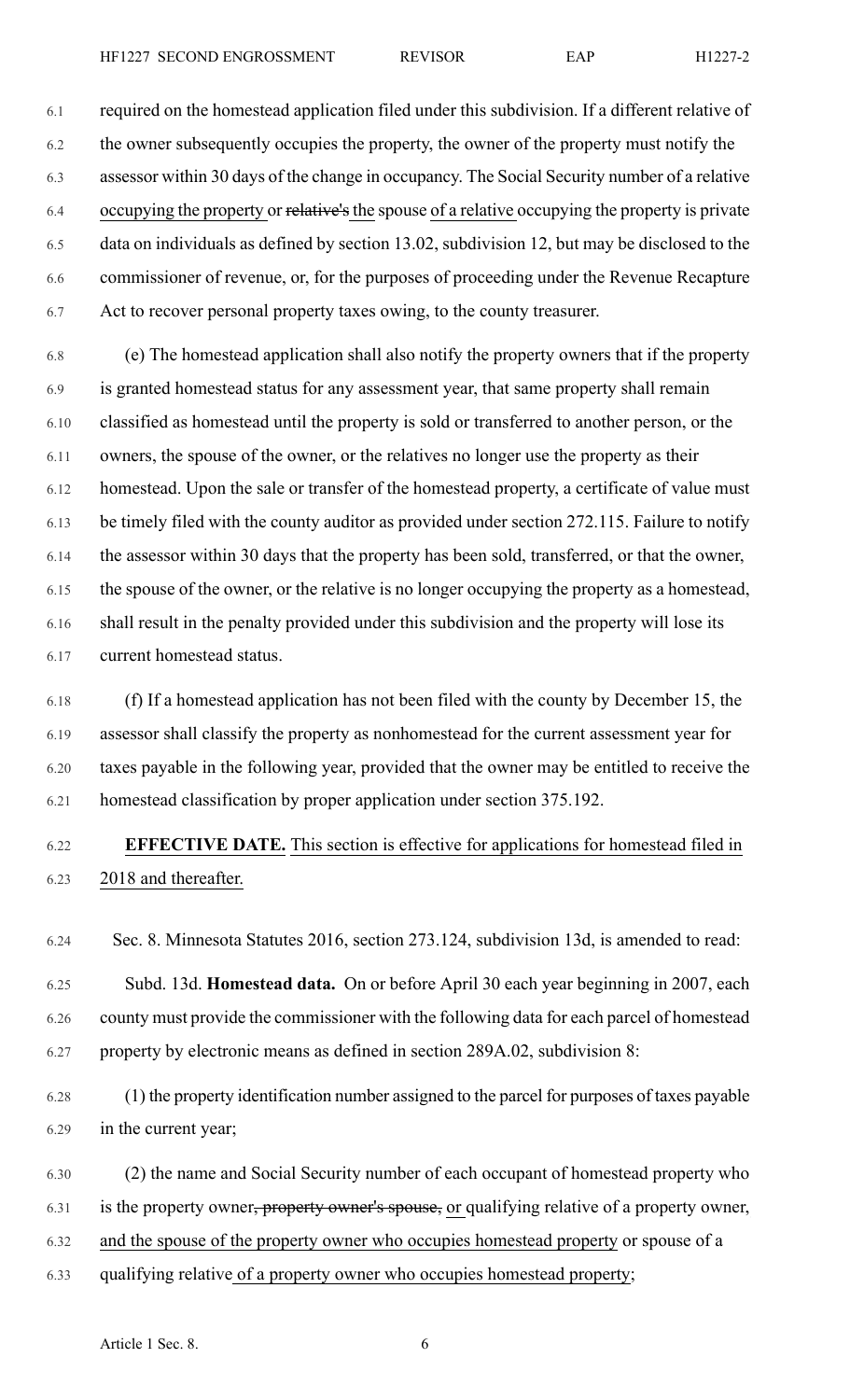required on the homestead application filed under this subdivision. If a different relative of the owner subsequently occupies the property, the owner of the property must notify the assessor within 30 days of the change in occupancy. The Social Security number of a relative occupying the property or ~~relative's~~ the spouse of a relative occupying the property is private data on individuals as defined by section 13.02, subdivision 12, but may be disclosed to the commissioner of revenue, or, for the purposes of proceeding under the Revenue Recapture Act to recover personal property taxes owing, to the county treasurer.

(e) The homestead application shall also notify the property owners that if the property is granted homestead status for any assessment year, that same property shall remain classified as homestead until the property is sold or transferred to another person, or the owners, the spouse of the owner, or the relatives no longer use the property as their homestead. Upon the sale or transfer of the homestead property, a certificate of value must be timely filed with the county auditor as provided under section 272.115. Failure to notify the assessor within 30 days that the property has been sold, transferred, or that the owner, the spouse of the owner, or the relative is no longer occupying the property as a homestead, shall result in the penalty provided under this subdivision and the property will lose its current homestead status.

(f) If a homestead application has not been filed with the county by December 15, the assessor shall classify the property as nonhomestead for the current assessment year for taxes payable in the following year, provided that the owner may be entitled to receive the homestead classification by proper application under section 375.192.

**EFFECTIVE DATE.** This section is effective for applications for homestead filed in 2018 and thereafter.

Sec. 8. Minnesota Statutes 2016, section 273.124, subdivision 13d, is amended to read:

Subd. 13d. **Homestead data.** On or before April 30 each year beginning in 2007, each county must provide the commissioner with the following data for each parcel of homestead property by electronic means as defined in section 289A.02, subdivision 8:

(1) the property identification number assigned to the parcel for purposes of taxes payable in the current year;

(2) the name and Social Security number of each occupant of homestead property who is the property owner~~, property owner's spouse,~~ or qualifying relative of a property owner, and the spouse of the property owner who occupies homestead property or spouse of a qualifying relative of a property owner who occupies homestead property;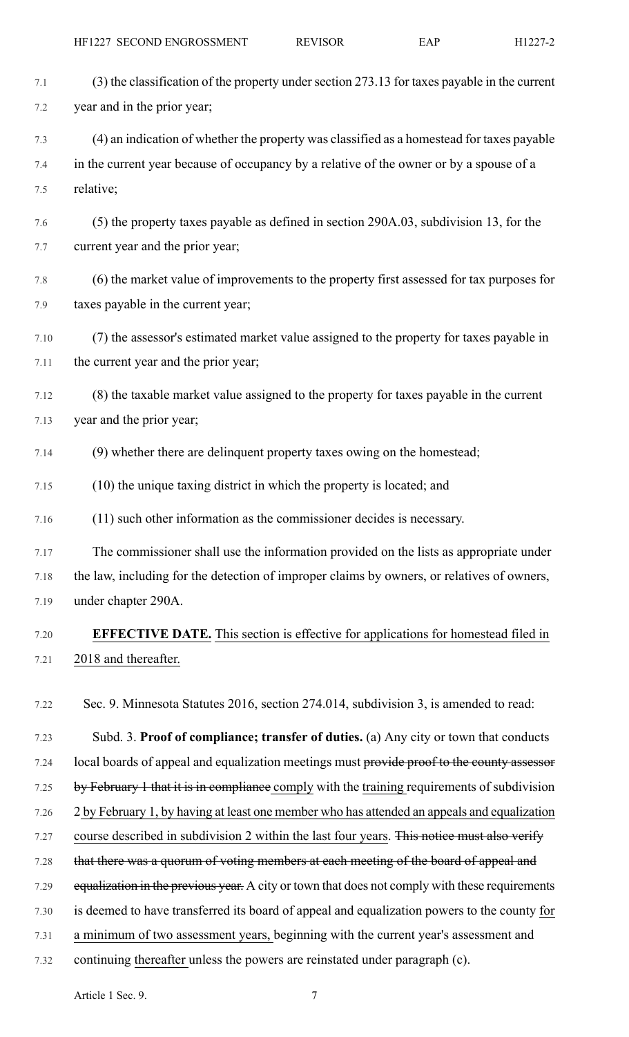(3) the classification of the property under section 273.13 for taxes payable in the current year and in the prior year;

(4) an indication of whether the property was classified as a homestead for taxes payable in the current year because of occupancy by a relative of the owner or by a spouse of a relative;

(5) the property taxes payable as defined in section 290A.03, subdivision 13, for the current year and the prior year;

(6) the market value of improvements to the property first assessed for tax purposes for taxes payable in the current year;

(7) the assessor's estimated market value assigned to the property for taxes payable in the current year and the prior year;

(8) the taxable market value assigned to the property for taxes payable in the current year and the prior year;

(9) whether there are delinquent property taxes owing on the homestead;

(10) the unique taxing district in which the property is located; and

(11) such other information as the commissioner decides is necessary.

The commissioner shall use the information provided on the lists as appropriate under the law, including for the detection of improper claims by owners, or relatives of owners, under chapter 290A.

**EFFECTIVE DATE.** This section is effective for applications for homestead filed in 2018 and thereafter.

Sec. 9. Minnesota Statutes 2016, section 274.014, subdivision 3, is amended to read:

Subd. 3. **Proof of compliance; transfer of duties.** (a) Any city or town that conducts local boards of appeal and equalization meetings must ~~provide proof to the county assessor by February 1 that it is in compliance~~ comply with the training requirements of subdivision 2 by February 1, by having at least one member who has attended an appeals and equalization course described in subdivision 2 within the last four years. ~~This notice must also verify that there was a quorum of voting members at each meeting of the board of appeal and equalization in the previous year.~~ A city or town that does not comply with these requirements is deemed to have transferred its board of appeal and equalization powers to the county for a minimum of two assessment years, beginning with the current year's assessment and continuing thereafter unless the powers are reinstated under paragraph (c).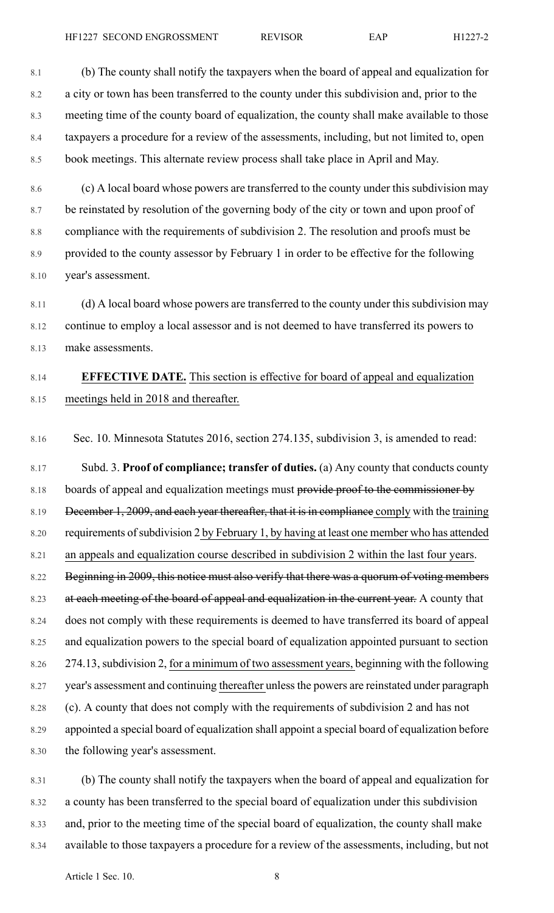(b) The county shall notify the taxpayers when the board of appeal and equalization for a city or town has been transferred to the county under this subdivision and, prior to the meeting time of the county board of equalization, the county shall make available to those taxpayers a procedure for a review of the assessments, including, but not limited to, open book meetings. This alternate review process shall take place in April and May.

(c) A local board whose powers are transferred to the county under this subdivision may be reinstated by resolution of the governing body of the city or town and upon proof of compliance with the requirements of subdivision 2. The resolution and proofs must be provided to the county assessor by February 1 in order to be effective for the following year's assessment.

(d) A local board whose powers are transferred to the county under this subdivision may continue to employ a local assessor and is not deemed to have transferred its powers to make assessments.

**EFFECTIVE DATE.** This section is effective for board of appeal and equalization meetings held in 2018 and thereafter.

Sec. 10. Minnesota Statutes 2016, section 274.135, subdivision 3, is amended to read:

Subd. 3. **Proof of compliance; transfer of duties.** (a) Any county that conducts county boards of appeal and equalization meetings must ~~provide proof to the commissioner by December 1, 2009, and each year thereafter, that it is in compliance~~ comply with the training requirements of subdivision 2 by February 1, by having at least one member who has attended an appeals and equalization course described in subdivision 2 within the last four years. ~~Beginning in 2009, this notice must also verify that there was a quorum of voting members at each meeting of the board of appeal and equalization in the current year.~~ A county that does not comply with these requirements is deemed to have transferred its board of appeal and equalization powers to the special board of equalization appointed pursuant to section 274.13, subdivision 2, for a minimum of two assessment years, beginning with the following year's assessment and continuing thereafter unless the powers are reinstated under paragraph (c). A county that does not comply with the requirements of subdivision 2 and has not appointed a special board of equalization shall appoint a special board of equalization before the following year's assessment.

(b) The county shall notify the taxpayers when the board of appeal and equalization for a county has been transferred to the special board of equalization under this subdivision and, prior to the meeting time of the special board of equalization, the county shall make available to those taxpayers a procedure for a review of the assessments, including, but not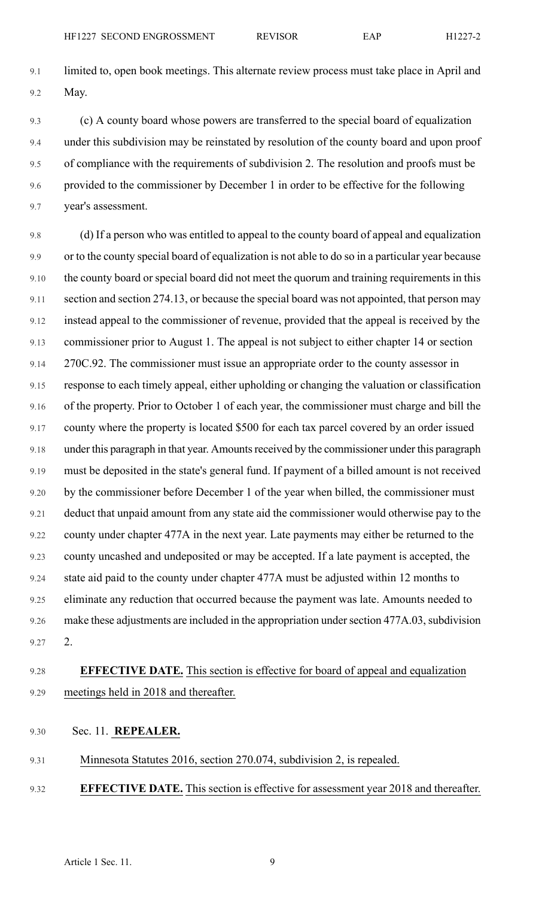limited to, open book meetings. This alternate review process must take place in April and May.

(c) A county board whose powers are transferred to the special board of equalization under this subdivision may be reinstated by resolution of the county board and upon proof of compliance with the requirements of subdivision 2. The resolution and proofs must be provided to the commissioner by December 1 in order to be effective for the following year's assessment.

(d) If a person who was entitled to appeal to the county board of appeal and equalization or to the county special board of equalization is not able to do so in a particular year because the county board or special board did not meet the quorum and training requirements in this section and section 274.13, or because the special board was not appointed, that person may instead appeal to the commissioner of revenue, provided that the appeal is received by the commissioner prior to August 1. The appeal is not subject to either chapter 14 or section 270C.92. The commissioner must issue an appropriate order to the county assessor in response to each timely appeal, either upholding or changing the valuation or classification of the property. Prior to October 1 of each year, the commissioner must charge and bill the county where the property is located $500 for each tax parcel covered by an order issued under this paragraph in that year. Amounts received by the commissioner under this paragraph must be deposited in the state's general fund. If payment of a billed amount is not received by the commissioner before December 1 of the year when billed, the commissioner must deduct that unpaid amount from any state aid the commissioner would otherwise pay to the county under chapter 477A in the next year. Late payments may either be returned to the county uncashed and undeposited or may be accepted. If a late payment is accepted, the state aid paid to the county under chapter 477A must be adjusted within 12 months to eliminate any reduction that occurred because the payment was late. Amounts needed to make these adjustments are included in the appropriation under section 477A.03, subdivision 2.

**EFFECTIVE DATE.** This section is effective for board of appeal and equalization meetings held in 2018 and thereafter.

Sec. 11. **REPEALER.**

Minnesota Statutes 2016, section 270.074, subdivision 2, is repealed.

**EFFECTIVE DATE.** This section is effective for assessment year 2018 and thereafter.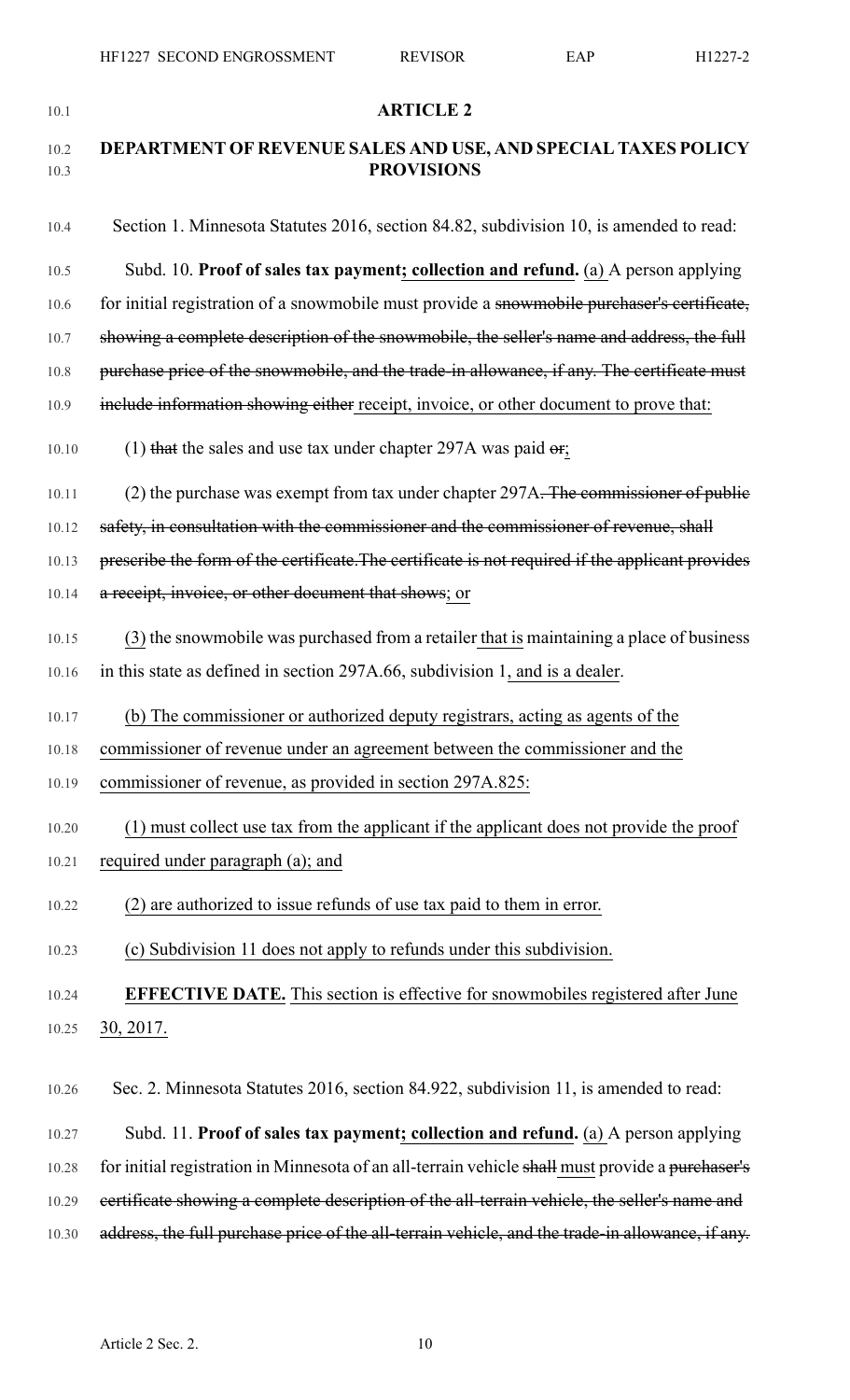## ARTICLE 2

## DEPARTMENT OF REVENUE SALES AND USE, AND SPECIAL TAXES POLICY PROVISIONS

Section 1. Minnesota Statutes 2016, section 84.82, subdivision 10, is amended to read:

Subd. 10. **Proof of sales tax payment; collection and refund.** (a) A person applying for initial registration of a snowmobile must provide a ~~snowmobile purchaser's certificate, showing a complete description of the snowmobile, the seller's name and address, the full purchase price of the snowmobile, and the trade-in allowance, if any. The certificate must include information showing either~~ receipt, invoice, or other document to prove that:

(1) ~~that~~ the sales and use tax under chapter 297A was paid ~~or~~;

(2) the purchase was exempt from tax under chapter 297A~~. The commissioner of public safety, in consultation with the commissioner and the commissioner of revenue, shall prescribe the form of the certificate. The certificate is not required if the applicant provides a receipt, invoice, or other document that shows~~; or

(3) the snowmobile was purchased from a retailer that is maintaining a place of business in this state as defined in section 297A.66, subdivision 1, and is a dealer.

(b) The commissioner or authorized deputy registrars, acting as agents of the commissioner of revenue under an agreement between the commissioner and the commissioner of revenue, as provided in section 297A.825:

(1) must collect use tax from the applicant if the applicant does not provide the proof required under paragraph (a); and

(2) are authorized to issue refunds of use tax paid to them in error.

(c) Subdivision 11 does not apply to refunds under this subdivision.

**EFFECTIVE DATE.** This section is effective for snowmobiles registered after June 30, 2017.

Sec. 2. Minnesota Statutes 2016, section 84.922, subdivision 11, is amended to read:

Subd. 11. **Proof of sales tax payment; collection and refund.** (a) A person applying for initial registration in Minnesota of an all-terrain vehicle ~~shall~~ must provide a ~~purchaser's certificate showing a complete description of the all-terrain vehicle, the seller's name and address, the full purchase price of the all-terrain vehicle, and the trade-in allowance, if any.~~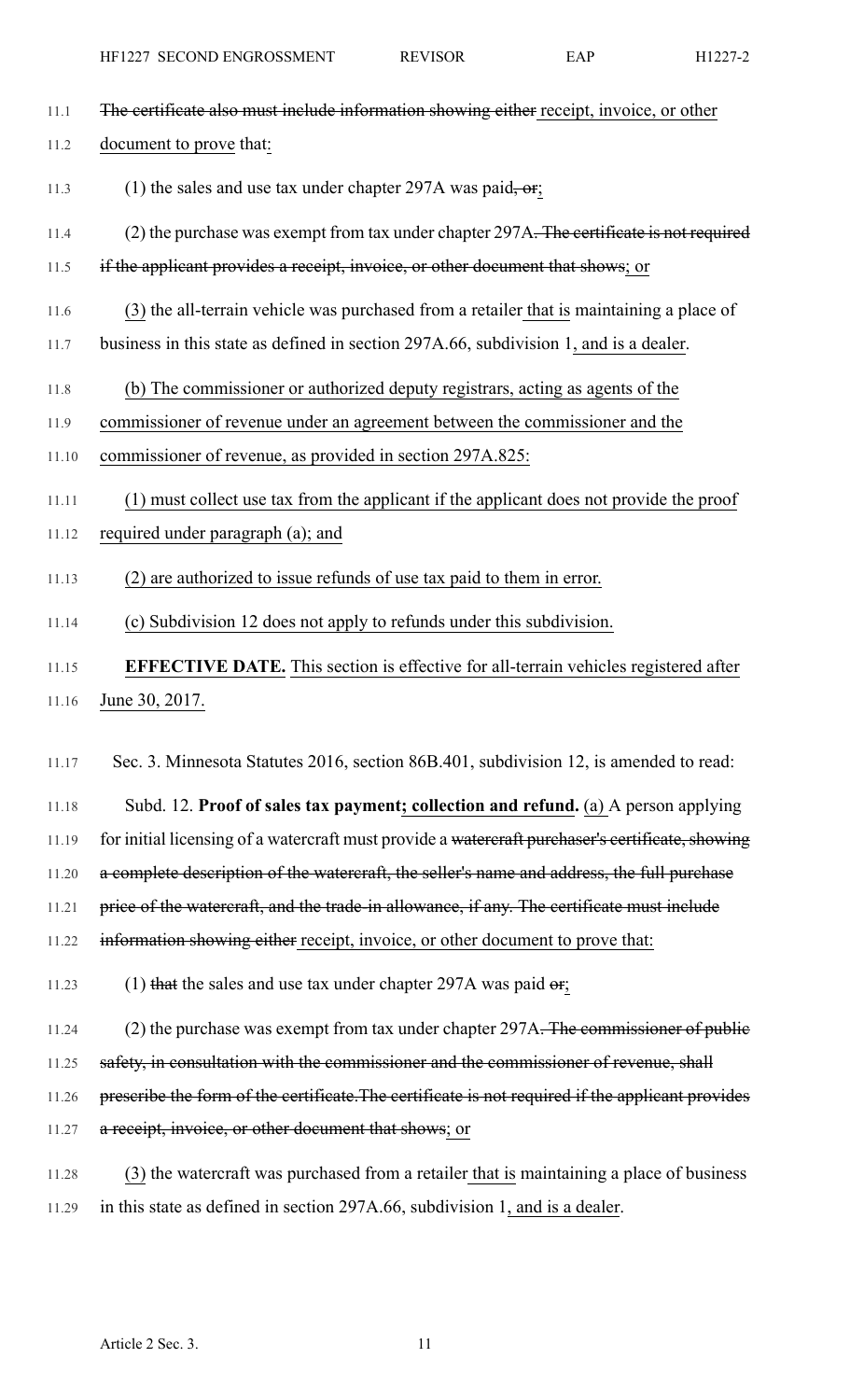~~The certificate also must include information showing either~~ <u>receipt, invoice, or other document to prove</u> that<u>:</u>

(1) the sales and use tax under chapter 297A was paid~~, or~~<u>;</u>

(2) the purchase was exempt from tax under chapter 297A~~. The certificate is not required if the applicant provides a receipt, invoice, or other document that shows~~<u>; or</u>

<u>(3)</u> the all-terrain vehicle was purchased from a retailer <u>that is</u> maintaining a place of business in this state as defined in section 297A.66, subdivision 1<u>, and is a dealer</u>.

<u>(b) The commissioner or authorized deputy registrars, acting as agents of the commissioner of revenue under an agreement between the commissioner and the commissioner of revenue, as provided in section 297A.825:</u>

<u>(1) must collect use tax from the applicant if the applicant does not provide the proof required under paragraph (a); and</u>

<u>(2) are authorized to issue refunds of use tax paid to them in error.</u>

<u>(c) Subdivision 12 does not apply to refunds under this subdivision.</u>

<u>**EFFECTIVE DATE.** This section is effective for all-terrain vehicles registered after June 30, 2017.</u>

Sec. 3. Minnesota Statutes 2016, section 86B.401, subdivision 12, is amended to read:

Subd. 12. **Proof of sales tax payment<u>; collection and refund</u>.** <u>(a)</u> A person applying for initial licensing of a watercraft must provide a ~~watercraft purchaser's certificate, showing a complete description of the watercraft, the seller's name and address, the full purchase price of the watercraft, and the trade-in allowance, if any. The certificate must include information showing either~~ <u>receipt, invoice, or other document to prove that:</u>

<u>(1)</u> ~~that~~ the sales and use tax under chapter 297A was paid ~~or~~<u>;</u>

<u>(2)</u> the purchase was exempt from tax under chapter 297A~~. The commissioner of public safety, in consultation with the commissioner and the commissioner of revenue, shall prescribe the form of the certificate. The certificate is not required if the applicant provides a receipt, invoice, or other document that shows~~<u>; or</u>

<u>(3)</u> the watercraft was purchased from a retailer <u>that is</u> maintaining a place of business in this state as defined in section 297A.66, subdivision 1<u>, and is a dealer</u>.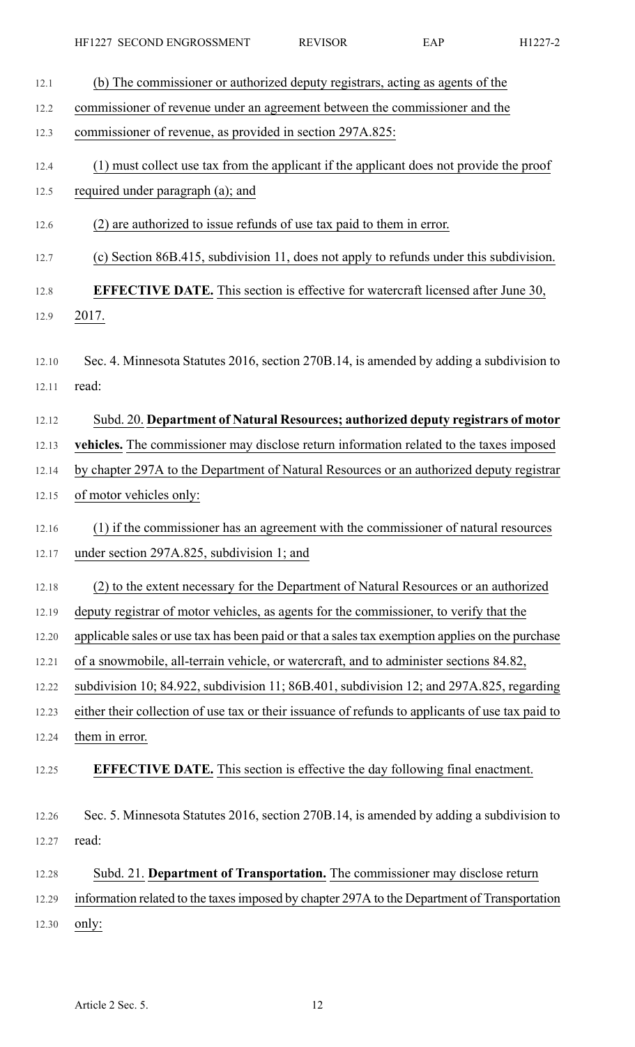(b) The commissioner or authorized deputy registrars, acting as agents of the commissioner of revenue under an agreement between the commissioner and the commissioner of revenue, as provided in section 297A.825:

(1) must collect use tax from the applicant if the applicant does not provide the proof required under paragraph (a); and

(2) are authorized to issue refunds of use tax paid to them in error.

(c) Section 86B.415, subdivision 11, does not apply to refunds under this subdivision.

**EFFECTIVE DATE.** This section is effective for watercraft licensed after June 30, 2017.

Sec. 4. Minnesota Statutes 2016, section 270B.14, is amended by adding a subdivision to read:

Subd. 20. **Department of Natural Resources; authorized deputy registrars of motor vehicles.** The commissioner may disclose return information related to the taxes imposed by chapter 297A to the Department of Natural Resources or an authorized deputy registrar of motor vehicles only:

(1) if the commissioner has an agreement with the commissioner of natural resources under section 297A.825, subdivision 1; and

(2) to the extent necessary for the Department of Natural Resources or an authorized deputy registrar of motor vehicles, as agents for the commissioner, to verify that the applicable sales or use tax has been paid or that a sales tax exemption applies on the purchase of a snowmobile, all-terrain vehicle, or watercraft, and to administer sections 84.82, subdivision 10; 84.922, subdivision 11; 86B.401, subdivision 12; and 297A.825, regarding either their collection of use tax or their issuance of refunds to applicants of use tax paid to them in error.

**EFFECTIVE DATE.** This section is effective the day following final enactment.

Sec. 5. Minnesota Statutes 2016, section 270B.14, is amended by adding a subdivision to read:

Subd. 21. **Department of Transportation.** The commissioner may disclose return information related to the taxes imposed by chapter 297A to the Department of Transportation only: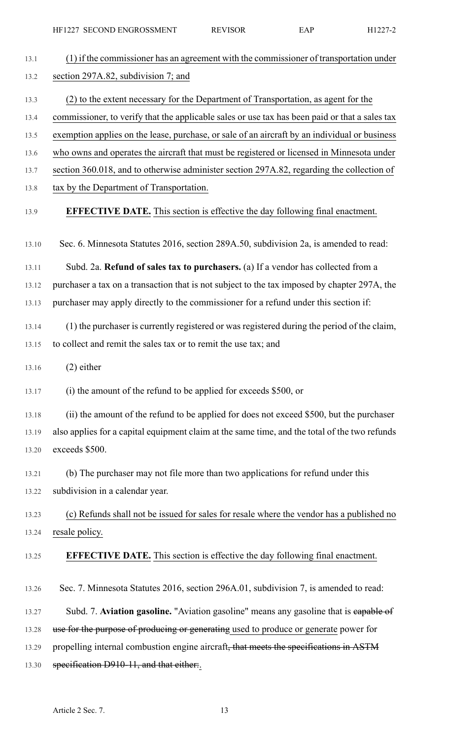(1) if the commissioner has an agreement with the commissioner of transportation under section 297A.82, subdivision 7; and

(2) to the extent necessary for the Department of Transportation, as agent for the commissioner, to verify that the applicable sales or use tax has been paid or that a sales tax exemption applies on the lease, purchase, or sale of an aircraft by an individual or business who owns and operates the aircraft that must be registered or licensed in Minnesota under section 360.018, and to otherwise administer section 297A.82, regarding the collection of tax by the Department of Transportation.

**EFFECTIVE DATE.** This section is effective the day following final enactment.

Sec. 6. Minnesota Statutes 2016, section 289A.50, subdivision 2a, is amended to read:

Subd. 2a. **Refund of sales tax to purchasers.** (a) If a vendor has collected from a purchaser a tax on a transaction that is not subject to the tax imposed by chapter 297A, the purchaser may apply directly to the commissioner for a refund under this section if:

(1) the purchaser is currently registered or was registered during the period of the claim, to collect and remit the sales tax or to remit the use tax; and

(2) either

(i) the amount of the refund to be applied for exceeds $500, or

(ii) the amount of the refund to be applied for does not exceed $500, but the purchaser also applies for a capital equipment claim at the same time, and the total of the two refunds exceeds $500.

(b) The purchaser may not file more than two applications for refund under this subdivision in a calendar year.

(c) Refunds shall not be issued for sales for resale where the vendor has a published no resale policy.

**EFFECTIVE DATE.** This section is effective the day following final enactment.

Sec. 7. Minnesota Statutes 2016, section 296A.01, subdivision 7, is amended to read:

Subd. 7. **Aviation gasoline.** "Aviation gasoline" means any gasoline that is ~~capable of use for the purpose of producing or generating~~ used to produce or generate power for propelling internal combustion engine aircraft~~, that meets the specifications in ASTM specification D910-11, and that either:~~.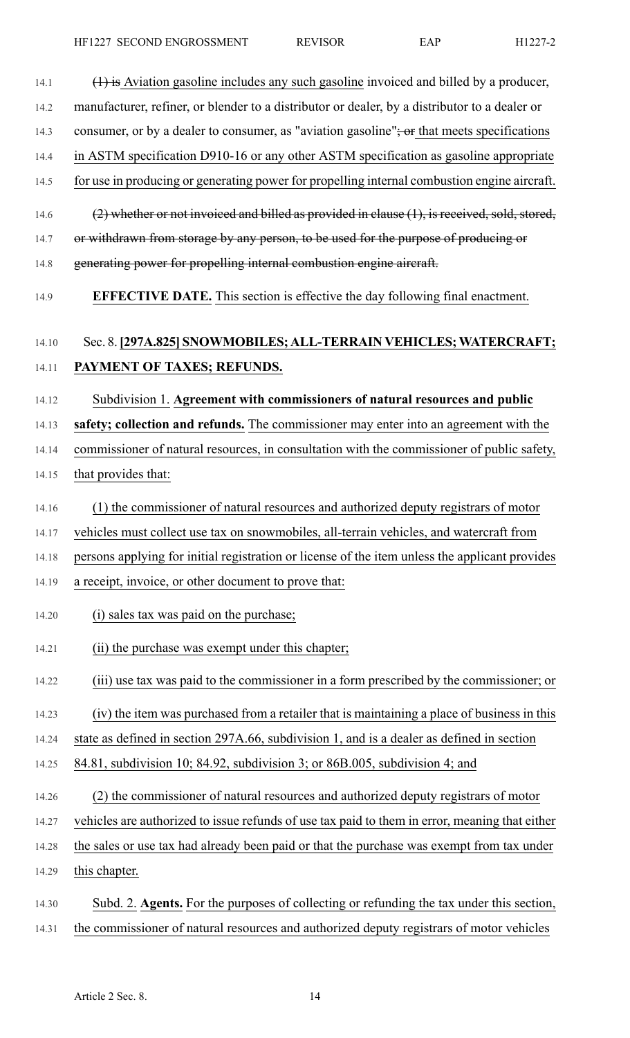~~(1) is~~ Aviation gasoline includes any such gasoline invoiced and billed by a producer, manufacturer, refiner, or blender to a distributor or dealer, by a distributor to a dealer or consumer, or by a dealer to consumer, as "aviation gasoline"~~; or~~ that meets specifications in ASTM specification D910-16 or any other ASTM specification as gasoline appropriate for use in producing or generating power for propelling internal combustion engine aircraft.

~~(2) whether or not invoiced and billed as provided in clause (1), is received, sold, stored, or withdrawn from storage by any person, to be used for the purpose of producing or generating power for propelling internal combustion engine aircraft.~~

**EFFECTIVE DATE.** This section is effective the day following final enactment.

Sec. 8. **[297A.825] SNOWMOBILES; ALL-TERRAIN VEHICLES; WATERCRAFT; PAYMENT OF TAXES; REFUNDS.**

Subdivision 1. **Agreement with commissioners of natural resources and public safety; collection and refunds.** The commissioner may enter into an agreement with the commissioner of natural resources, in consultation with the commissioner of public safety, that provides that:

(1) the commissioner of natural resources and authorized deputy registrars of motor vehicles must collect use tax on snowmobiles, all-terrain vehicles, and watercraft from persons applying for initial registration or license of the item unless the applicant provides a receipt, invoice, or other document to prove that:

(i) sales tax was paid on the purchase;

(ii) the purchase was exempt under this chapter;

(iii) use tax was paid to the commissioner in a form prescribed by the commissioner; or

(iv) the item was purchased from a retailer that is maintaining a place of business in this state as defined in section 297A.66, subdivision 1, and is a dealer as defined in section 84.81, subdivision 10; 84.92, subdivision 3; or 86B.005, subdivision 4; and

(2) the commissioner of natural resources and authorized deputy registrars of motor vehicles are authorized to issue refunds of use tax paid to them in error, meaning that either the sales or use tax had already been paid or that the purchase was exempt from tax under this chapter.

Subd. 2. **Agents.** For the purposes of collecting or refunding the tax under this section, the commissioner of natural resources and authorized deputy registrars of motor vehicles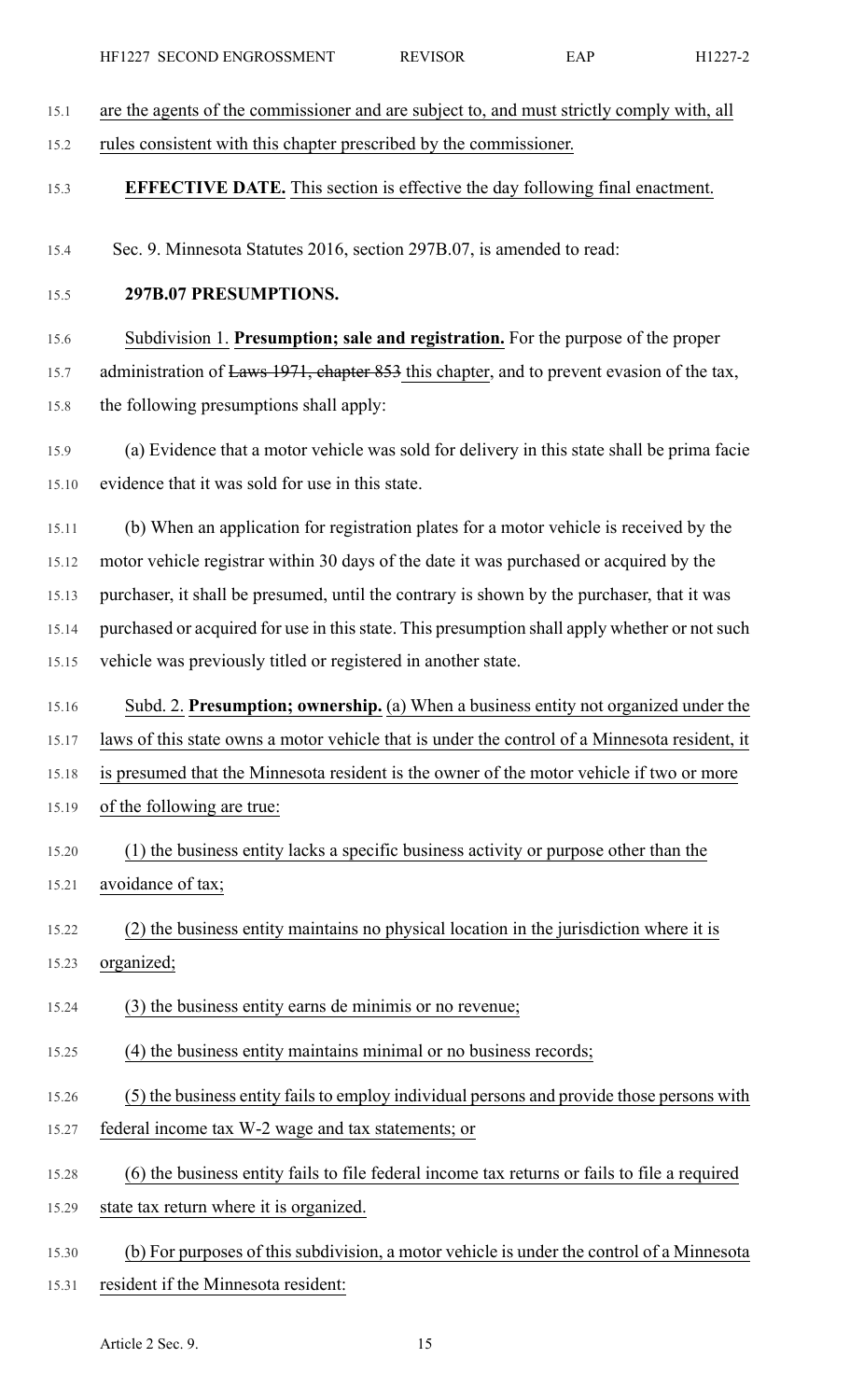are the agents of the commissioner and are subject to, and must strictly comply with, all rules consistent with this chapter prescribed by the commissioner.

**EFFECTIVE DATE.** This section is effective the day following final enactment.

Sec. 9. Minnesota Statutes 2016, section 297B.07, is amended to read:

**297B.07 PRESUMPTIONS.**

Subdivision 1. **Presumption; sale and registration.** For the purpose of the proper administration of ~~Laws 1971, chapter 853~~ this chapter, and to prevent evasion of the tax, the following presumptions shall apply:

(a) Evidence that a motor vehicle was sold for delivery in this state shall be prima facie evidence that it was sold for use in this state.

(b) When an application for registration plates for a motor vehicle is received by the motor vehicle registrar within 30 days of the date it was purchased or acquired by the purchaser, it shall be presumed, until the contrary is shown by the purchaser, that it was purchased or acquired for use in this state. This presumption shall apply whether or not such vehicle was previously titled or registered in another state.

Subd. 2. **Presumption; ownership.** (a) When a business entity not organized under the laws of this state owns a motor vehicle that is under the control of a Minnesota resident, it is presumed that the Minnesota resident is the owner of the motor vehicle if two or more of the following are true:

(1) the business entity lacks a specific business activity or purpose other than the avoidance of tax;

(2) the business entity maintains no physical location in the jurisdiction where it is organized;

(3) the business entity earns de minimis or no revenue;

(4) the business entity maintains minimal or no business records;

(5) the business entity fails to employ individual persons and provide those persons with federal income tax W-2 wage and tax statements; or

(6) the business entity fails to file federal income tax returns or fails to file a required state tax return where it is organized.

(b) For purposes of this subdivision, a motor vehicle is under the control of a Minnesota resident if the Minnesota resident: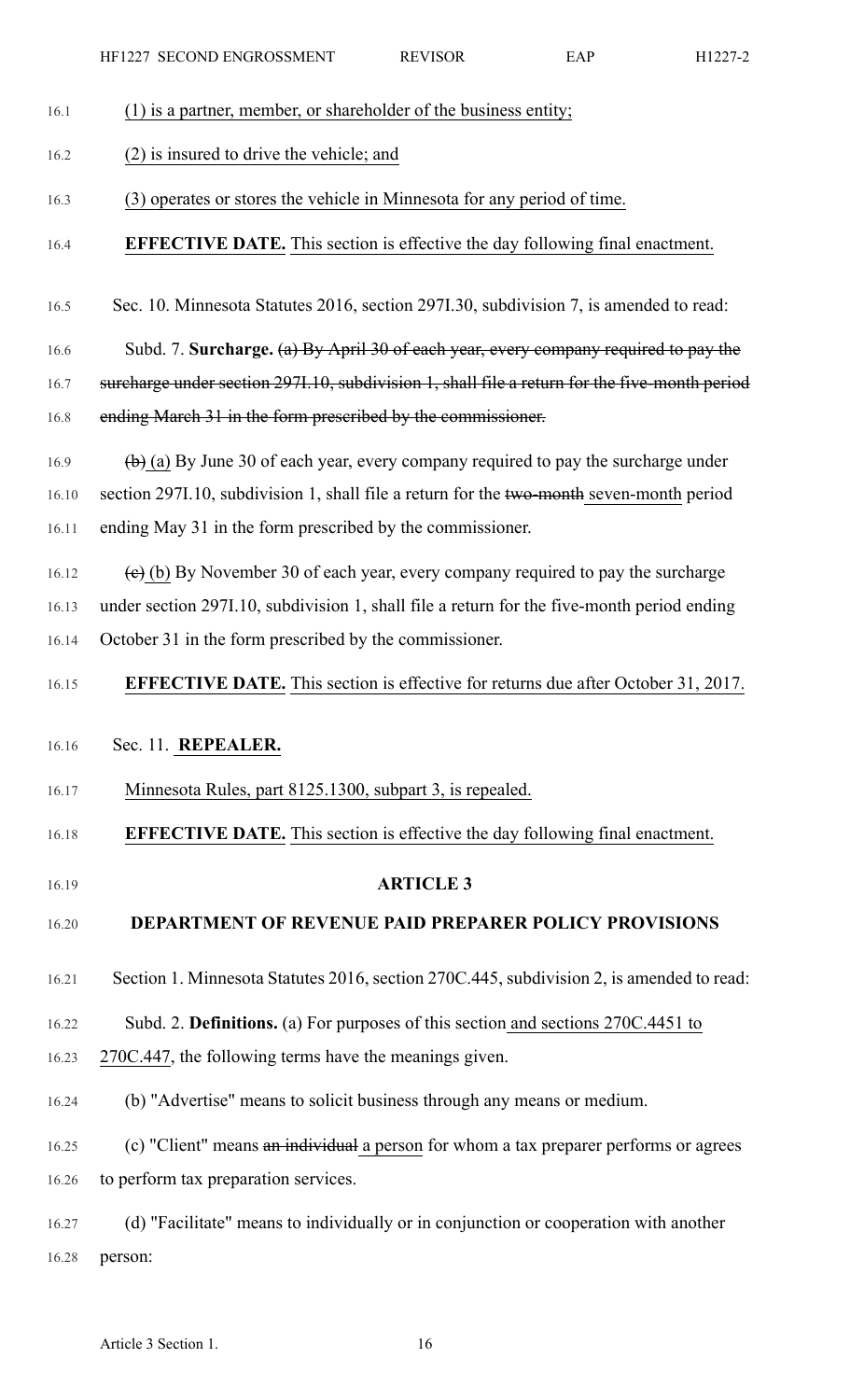(1) is a partner, member, or shareholder of the business entity;

(2) is insured to drive the vehicle; and

(3) operates or stores the vehicle in Minnesota for any period of time.

**EFFECTIVE DATE.** This section is effective the day following final enactment.

Sec. 10. Minnesota Statutes 2016, section 297I.30, subdivision 7, is amended to read:

Subd. 7. **Surcharge.** ~~(a) By April 30 of each year, every company required to pay the surcharge under section 297I.10, subdivision 1, shall file a return for the five-month period ending March 31 in the form prescribed by the commissioner.~~

~~(b)~~ (a) By June 30 of each year, every company required to pay the surcharge under section 297I.10, subdivision 1, shall file a return for the ~~two-month~~ seven-month period ending May 31 in the form prescribed by the commissioner.

~~(c)~~ (b) By November 30 of each year, every company required to pay the surcharge under section 297I.10, subdivision 1, shall file a return for the five-month period ending October 31 in the form prescribed by the commissioner.

**EFFECTIVE DATE.** This section is effective for returns due after October 31, 2017.

Sec. 11. **REPEALER.**

Minnesota Rules, part 8125.1300, subpart 3, is repealed.

**EFFECTIVE DATE.** This section is effective the day following final enactment.

## ARTICLE 3

## DEPARTMENT OF REVENUE PAID PREPARER POLICY PROVISIONS

Section 1. Minnesota Statutes 2016, section 270C.445, subdivision 2, is amended to read:

Subd. 2. **Definitions.** (a) For purposes of this section and sections 270C.4451 to 270C.447, the following terms have the meanings given.

(b) "Advertise" means to solicit business through any means or medium.

(c) "Client" means ~~an individual~~ a person for whom a tax preparer performs or agrees to perform tax preparation services.

(d) "Facilitate" means to individually or in conjunction or cooperation with another person: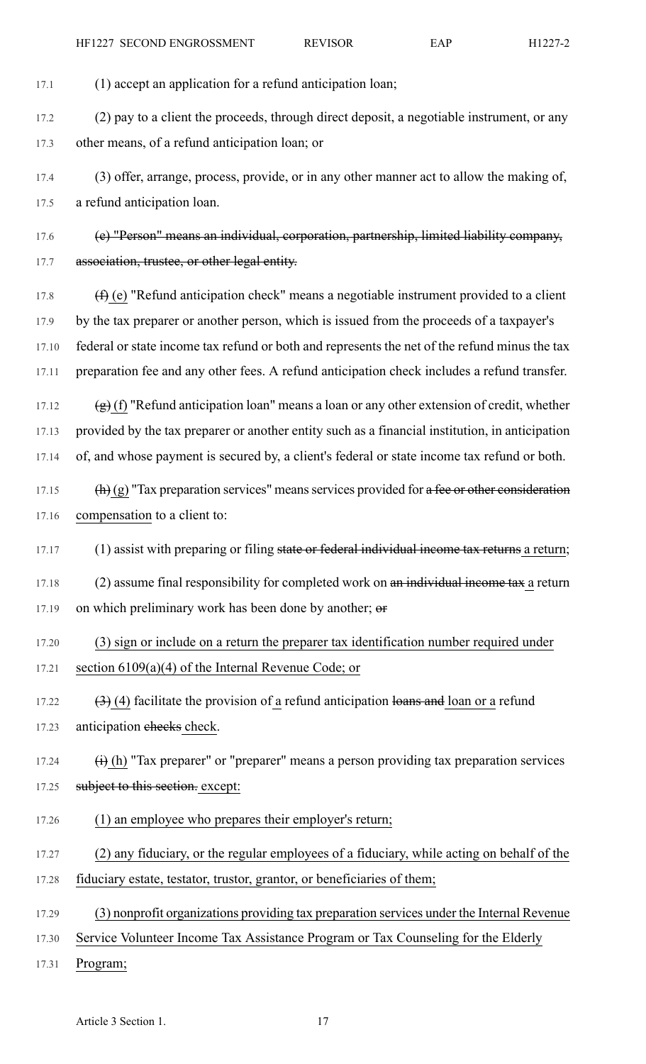(1) accept an application for a refund anticipation loan;

(2) pay to a client the proceeds, through direct deposit, a negotiable instrument, or any other means, of a refund anticipation loan; or

(3) offer, arrange, process, provide, or in any other manner act to allow the making of, a refund anticipation loan.

~~(e) "Person" means an individual, corporation, partnership, limited liability company, association, trustee, or other legal entity.~~

~~(f)~~ (e) "Refund anticipation check" means a negotiable instrument provided to a client by the tax preparer or another person, which is issued from the proceeds of a taxpayer's federal or state income tax refund or both and represents the net of the refund minus the tax preparation fee and any other fees. A refund anticipation check includes a refund transfer.

~~(g)~~ (f) "Refund anticipation loan" means a loan or any other extension of credit, whether provided by the tax preparer or another entity such as a financial institution, in anticipation of, and whose payment is secured by, a client's federal or state income tax refund or both.

~~(h)~~ (g) "Tax preparation services" means services provided for ~~a fee or other consideration~~ compensation to a client to:

(1) assist with preparing or filing ~~state or federal individual income tax returns~~ a return;

(2) assume final responsibility for completed work on ~~an individual income tax~~ a return on which preliminary work has been done by another; ~~or~~

(3) sign or include on a return the preparer tax identification number required under section 6109(a)(4) of the Internal Revenue Code; or

~~(3)~~ (4) facilitate the provision of a refund anticipation ~~loans and~~ loan or a refund anticipation ~~checks~~ check.

~~(i)~~ (h) "Tax preparer" or "preparer" means a person providing tax preparation services ~~subject to this section.~~ except:

(1) an employee who prepares their employer's return;

(2) any fiduciary, or the regular employees of a fiduciary, while acting on behalf of the fiduciary estate, testator, trustor, grantor, or beneficiaries of them;

(3) nonprofit organizations providing tax preparation services under the Internal Revenue Service Volunteer Income Tax Assistance Program or Tax Counseling for the Elderly Program;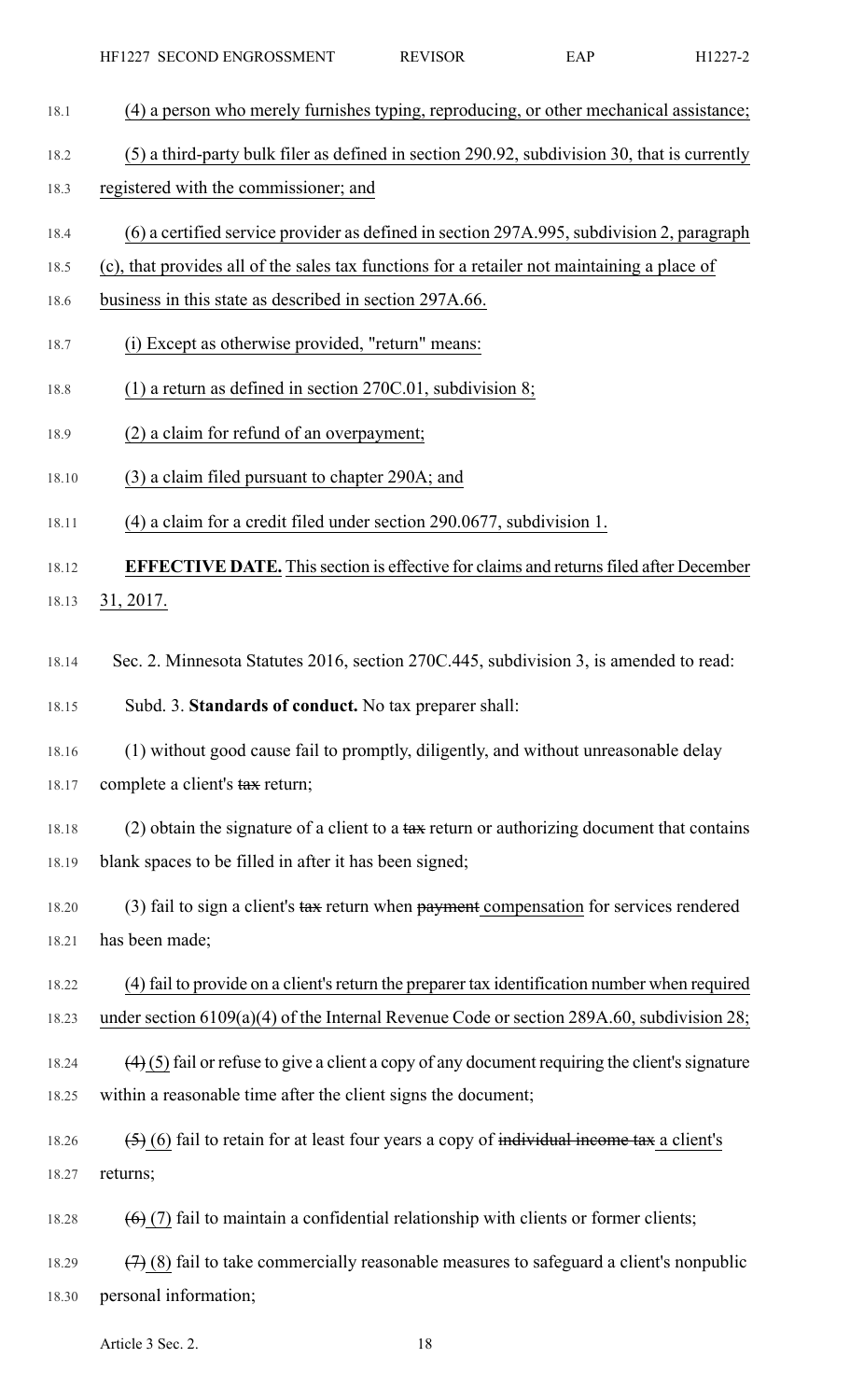(4) a person who merely furnishes typing, reproducing, or other mechanical assistance;

(5) a third-party bulk filer as defined in section 290.92, subdivision 30, that is currently registered with the commissioner; and

(6) a certified service provider as defined in section 297A.995, subdivision 2, paragraph (c), that provides all of the sales tax functions for a retailer not maintaining a place of business in this state as described in section 297A.66.

(i) Except as otherwise provided, "return" means:

(1) a return as defined in section 270C.01, subdivision 8;

(2) a claim for refund of an overpayment;

(3) a claim filed pursuant to chapter 290A; and

(4) a claim for a credit filed under section 290.0677, subdivision 1.

**EFFECTIVE DATE.** This section is effective for claims and returns filed after December 31, 2017.

Sec. 2. Minnesota Statutes 2016, section 270C.445, subdivision 3, is amended to read:

Subd. 3. **Standards of conduct.** No tax preparer shall:

(1) without good cause fail to promptly, diligently, and without unreasonable delay complete a client's ~~tax~~ return;

(2) obtain the signature of a client to a ~~tax~~ return or authorizing document that contains blank spaces to be filled in after it has been signed;

(3) fail to sign a client's ~~tax~~ return when ~~payment~~ compensation for services rendered has been made;

(4) fail to provide on a client's return the preparer tax identification number when required under section 6109(a)(4) of the Internal Revenue Code or section 289A.60, subdivision 28;

~~(4)~~ (5) fail or refuse to give a client a copy of any document requiring the client's signature within a reasonable time after the client signs the document;

~~(5)~~ (6) fail to retain for at least four years a copy of ~~individual income tax~~ a client's returns;

~~(6)~~ (7) fail to maintain a confidential relationship with clients or former clients;

~~(7)~~ (8) fail to take commercially reasonable measures to safeguard a client's nonpublic personal information;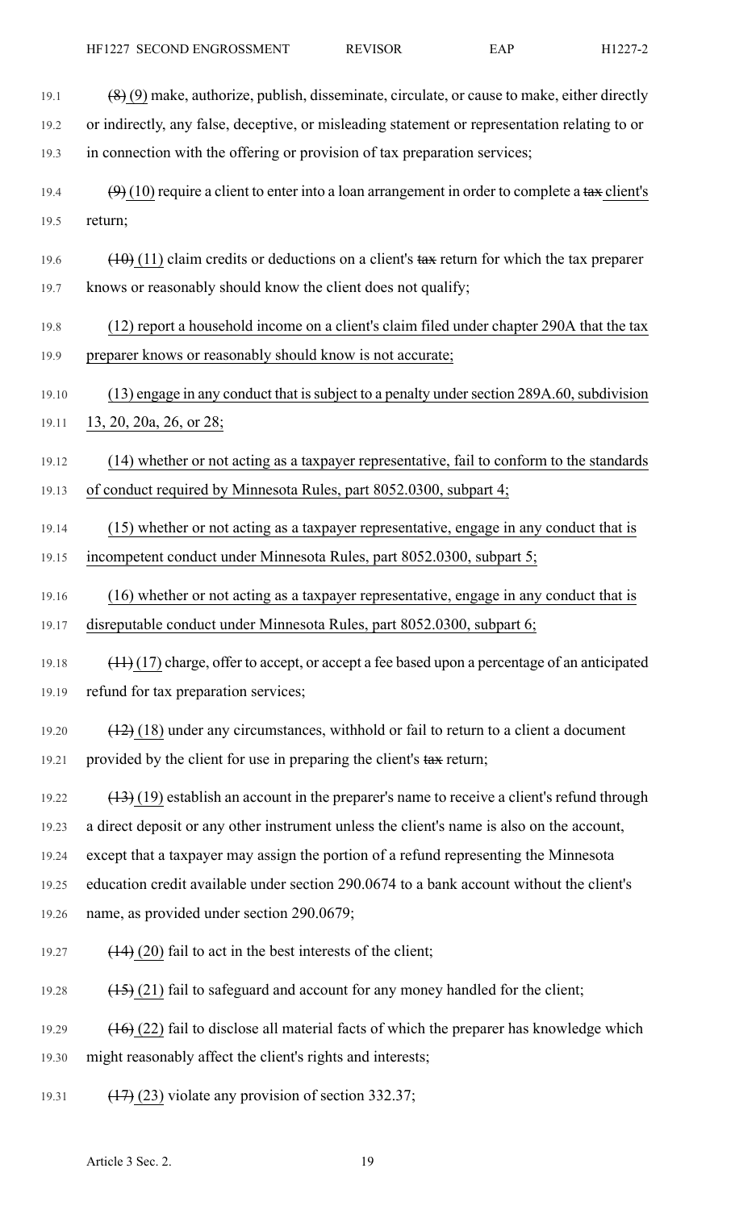~~(8)~~ (9) make, authorize, publish, disseminate, circulate, or cause to make, either directly or indirectly, any false, deceptive, or misleading statement or representation relating to or in connection with the offering or provision of tax preparation services;

~~(9)~~ (10) require a client to enter into a loan arrangement in order to complete a ~~tax~~ client's return;

~~(10)~~ (11) claim credits or deductions on a client's ~~tax~~ return for which the tax preparer knows or reasonably should know the client does not qualify;

(12) report a household income on a client's claim filed under chapter 290A that the tax preparer knows or reasonably should know is not accurate;

(13) engage in any conduct that is subject to a penalty under section 289A.60, subdivision 13, 20, 20a, 26, or 28;

(14) whether or not acting as a taxpayer representative, fail to conform to the standards of conduct required by Minnesota Rules, part 8052.0300, subpart 4;

(15) whether or not acting as a taxpayer representative, engage in any conduct that is incompetent conduct under Minnesota Rules, part 8052.0300, subpart 5;

(16) whether or not acting as a taxpayer representative, engage in any conduct that is disreputable conduct under Minnesota Rules, part 8052.0300, subpart 6;

~~(11)~~ (17) charge, offer to accept, or accept a fee based upon a percentage of an anticipated refund for tax preparation services;

~~(12)~~ (18) under any circumstances, withhold or fail to return to a client a document provided by the client for use in preparing the client's ~~tax~~ return;

~~(13)~~ (19) establish an account in the preparer's name to receive a client's refund through a direct deposit or any other instrument unless the client's name is also on the account, except that a taxpayer may assign the portion of a refund representing the Minnesota education credit available under section 290.0674 to a bank account without the client's name, as provided under section 290.0679;

~~(14)~~ (20) fail to act in the best interests of the client;

~~(15)~~ (21) fail to safeguard and account for any money handled for the client;

~~(16)~~ (22) fail to disclose all material facts of which the preparer has knowledge which might reasonably affect the client's rights and interests;

~~(17)~~ (23) violate any provision of section 332.37;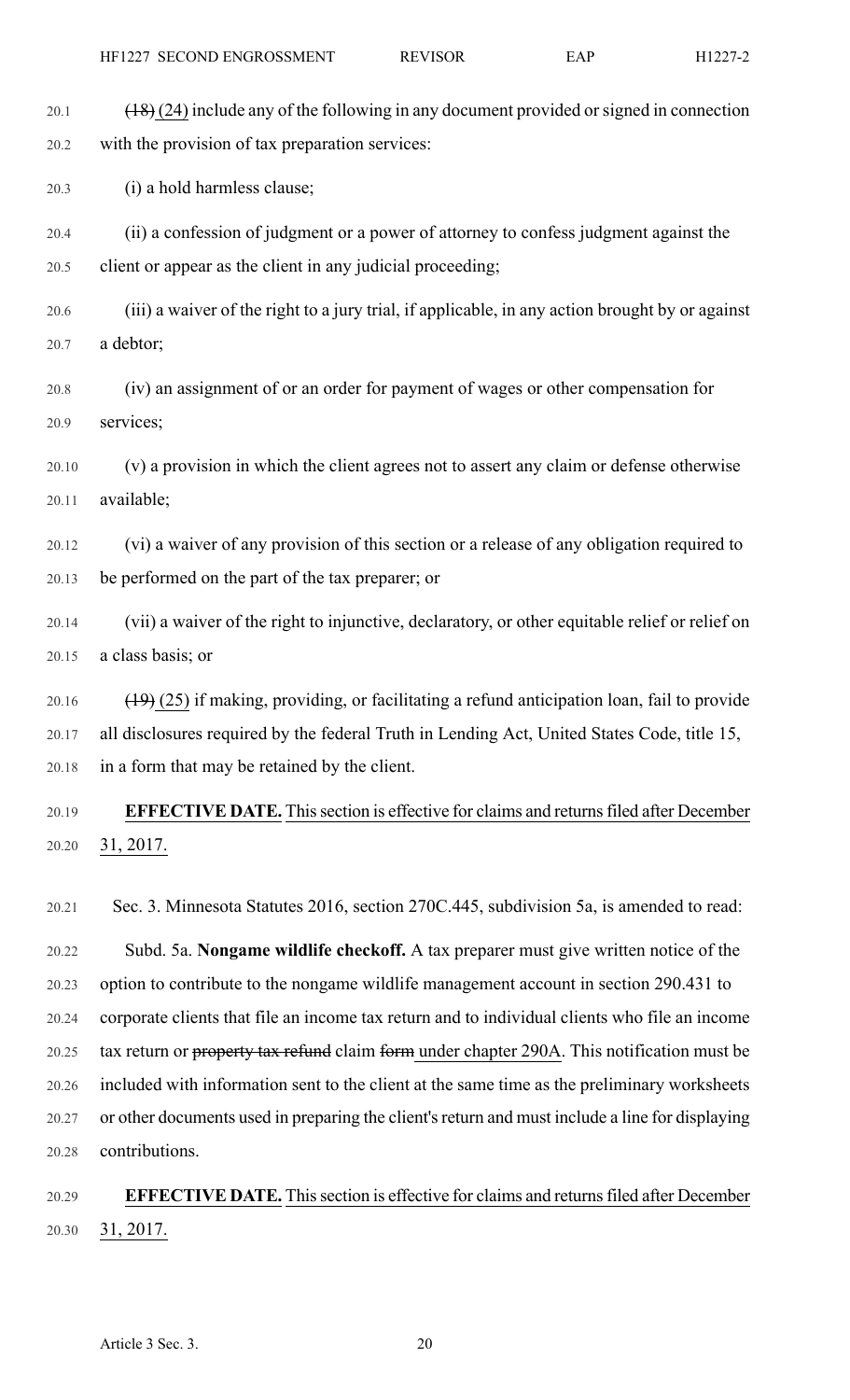~~(18)~~ (24) include any of the following in any document provided or signed in connection with the provision of tax preparation services:

(i) a hold harmless clause;

(ii) a confession of judgment or a power of attorney to confess judgment against the client or appear as the client in any judicial proceeding;

(iii) a waiver of the right to a jury trial, if applicable, in any action brought by or against a debtor;

(iv) an assignment of or an order for payment of wages or other compensation for services;

(v) a provision in which the client agrees not to assert any claim or defense otherwise available;

(vi) a waiver of any provision of this section or a release of any obligation required to be performed on the part of the tax preparer; or

(vii) a waiver of the right to injunctive, declaratory, or other equitable relief or relief on a class basis; or

~~(19)~~ (25) if making, providing, or facilitating a refund anticipation loan, fail to provide all disclosures required by the federal Truth in Lending Act, United States Code, title 15, in a form that may be retained by the client.

**EFFECTIVE DATE.** This section is effective for claims and returns filed after December 31, 2017.

Sec. 3. Minnesota Statutes 2016, section 270C.445, subdivision 5a, is amended to read:

Subd. 5a. **Nongame wildlife checkoff.** A tax preparer must give written notice of the option to contribute to the nongame wildlife management account in section 290.431 to corporate clients that file an income tax return and to individual clients who file an income tax return or ~~property tax refund~~ claim ~~form~~ under chapter 290A. This notification must be included with information sent to the client at the same time as the preliminary worksheets or other documents used in preparing the client's return and must include a line for displaying contributions.

**EFFECTIVE DATE.** This section is effective for claims and returns filed after December 31, 2017.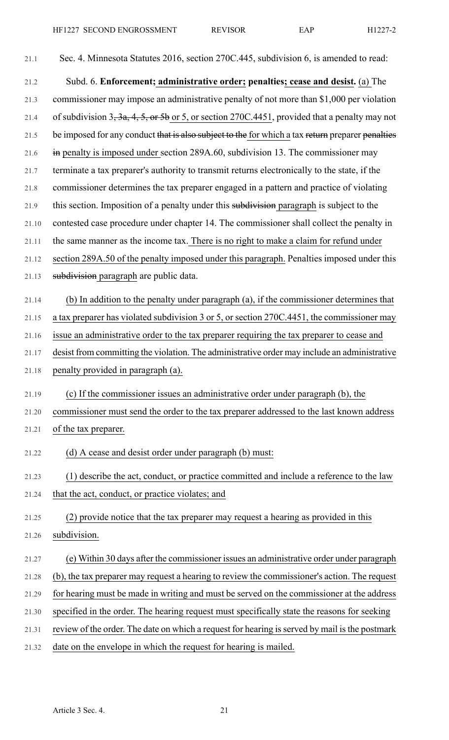Sec. 4. Minnesota Statutes 2016, section 270C.445, subdivision 6, is amended to read:

Subd. 6. **Enforcement; administrative order; penalties; cease and desist.** (a) The commissioner may impose an administrative penalty of not more than $1,000 per violation of subdivision 3, ~~3a, 4, 5, or 5b~~ or 5, or section 270C.4451, provided that a penalty may not be imposed for any conduct ~~that is also subject to the~~ for which a tax ~~return~~ preparer ~~penalties in~~ penalty is imposed under section 289A.60, subdivision 13. The commissioner may terminate a tax preparer's authority to transmit returns electronically to the state, if the commissioner determines the tax preparer engaged in a pattern and practice of violating this section. Imposition of a penalty under this ~~subdivision~~ paragraph is subject to the contested case procedure under chapter 14. The commissioner shall collect the penalty in the same manner as the income tax. There is no right to make a claim for refund under section 289A.50 of the penalty imposed under this paragraph. Penalties imposed under this ~~subdivision~~ paragraph are public data.

(b) In addition to the penalty under paragraph (a), if the commissioner determines that a tax preparer has violated subdivision 3 or 5, or section 270C.4451, the commissioner may issue an administrative order to the tax preparer requiring the tax preparer to cease and desist from committing the violation. The administrative order may include an administrative penalty provided in paragraph (a).

(c) If the commissioner issues an administrative order under paragraph (b), the commissioner must send the order to the tax preparer addressed to the last known address of the tax preparer.

(d) A cease and desist order under paragraph (b) must:

(1) describe the act, conduct, or practice committed and include a reference to the law that the act, conduct, or practice violates; and

(2) provide notice that the tax preparer may request a hearing as provided in this subdivision.

(e) Within 30 days after the commissioner issues an administrative order under paragraph (b), the tax preparer may request a hearing to review the commissioner's action. The request for hearing must be made in writing and must be served on the commissioner at the address specified in the order. The hearing request must specifically state the reasons for seeking review of the order. The date on which a request for hearing is served by mail is the postmark date on the envelope in which the request for hearing is mailed.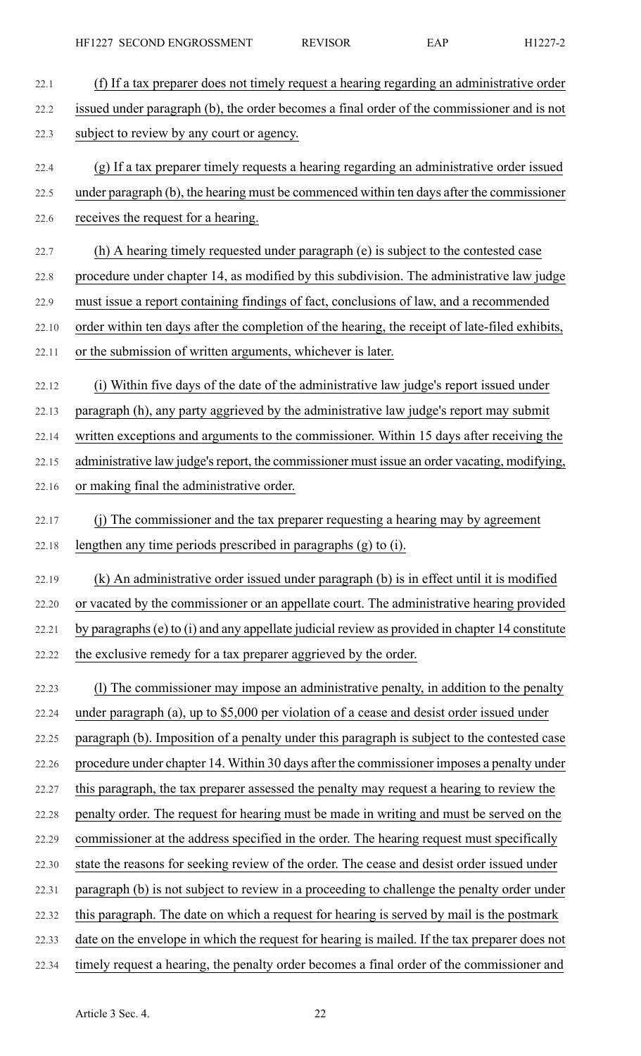(f) If a tax preparer does not timely request a hearing regarding an administrative order issued under paragraph (b), the order becomes a final order of the commissioner and is not subject to review by any court or agency.

(g) If a tax preparer timely requests a hearing regarding an administrative order issued under paragraph (b), the hearing must be commenced within ten days after the commissioner receives the request for a hearing.

(h) A hearing timely requested under paragraph (e) is subject to the contested case procedure under chapter 14, as modified by this subdivision. The administrative law judge must issue a report containing findings of fact, conclusions of law, and a recommended order within ten days after the completion of the hearing, the receipt of late-filed exhibits, or the submission of written arguments, whichever is later.

(i) Within five days of the date of the administrative law judge's report issued under paragraph (h), any party aggrieved by the administrative law judge's report may submit written exceptions and arguments to the commissioner. Within 15 days after receiving the administrative law judge's report, the commissioner must issue an order vacating, modifying, or making final the administrative order.

(j) The commissioner and the tax preparer requesting a hearing may by agreement lengthen any time periods prescribed in paragraphs (g) to (i).

(k) An administrative order issued under paragraph (b) is in effect until it is modified or vacated by the commissioner or an appellate court. The administrative hearing provided by paragraphs (e) to (i) and any appellate judicial review as provided in chapter 14 constitute the exclusive remedy for a tax preparer aggrieved by the order.

(l) The commissioner may impose an administrative penalty, in addition to the penalty under paragraph (a), up to $5,000 per violation of a cease and desist order issued under paragraph (b). Imposition of a penalty under this paragraph is subject to the contested case procedure under chapter 14. Within 30 days after the commissioner imposes a penalty under this paragraph, the tax preparer assessed the penalty may request a hearing to review the penalty order. The request for hearing must be made in writing and must be served on the commissioner at the address specified in the order. The hearing request must specifically state the reasons for seeking review of the order. The cease and desist order issued under paragraph (b) is not subject to review in a proceeding to challenge the penalty order under this paragraph. The date on which a request for hearing is served by mail is the postmark date on the envelope in which the request for hearing is mailed. If the tax preparer does not timely request a hearing, the penalty order becomes a final order of the commissioner and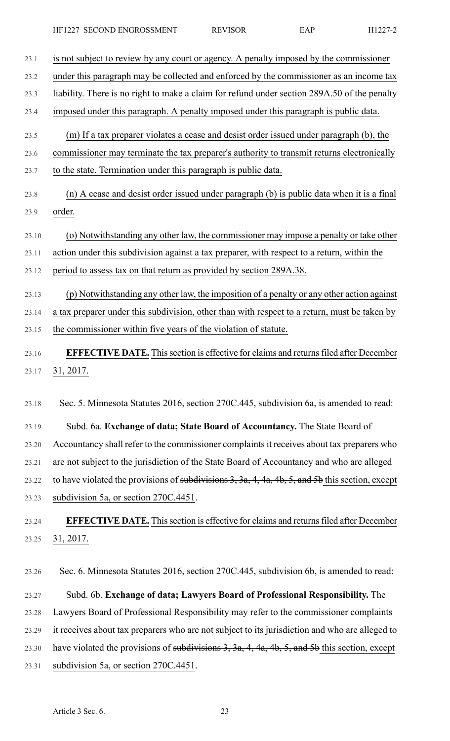is not subject to review by any court or agency. A penalty imposed by the commissioner under this paragraph may be collected and enforced by the commissioner as an income tax liability. There is no right to make a claim for refund under section 289A.50 of the penalty imposed under this paragraph. A penalty imposed under this paragraph is public data.

(m) If a tax preparer violates a cease and desist order issued under paragraph (b), the commissioner may terminate the tax preparer's authority to transmit returns electronically to the state. Termination under this paragraph is public data.

(n) A cease and desist order issued under paragraph (b) is public data when it is a final order.

(o) Notwithstanding any other law, the commissioner may impose a penalty or take other action under this subdivision against a tax preparer, with respect to a return, within the period to assess tax on that return as provided by section 289A.38.

(p) Notwithstanding any other law, the imposition of a penalty or any other action against a tax preparer under this subdivision, other than with respect to a return, must be taken by the commissioner within five years of the violation of statute.

**EFFECTIVE DATE.** This section is effective for claims and returns filed after December 31, 2017.

Sec. 5. Minnesota Statutes 2016, section 270C.445, subdivision 6a, is amended to read:

Subd. 6a. **Exchange of data; State Board of Accountancy.** The State Board of Accountancy shall refer to the commissioner complaints it receives about tax preparers who are not subject to the jurisdiction of the State Board of Accountancy and who are alleged to have violated the provisions of ~~subdivisions 3, 3a, 4, 4a, 4b, 5, and 5b~~ this section, except subdivision 5a, or section 270C.4451.

**EFFECTIVE DATE.** This section is effective for claims and returns filed after December 31, 2017.

Sec. 6. Minnesota Statutes 2016, section 270C.445, subdivision 6b, is amended to read:

Subd. 6b. **Exchange of data; Lawyers Board of Professional Responsibility.** The Lawyers Board of Professional Responsibility may refer to the commissioner complaints it receives about tax preparers who are not subject to its jurisdiction and who are alleged to have violated the provisions of ~~subdivisions 3, 3a, 4, 4a, 4b, 5, and 5b~~ this section, except subdivision 5a, or section 270C.4451.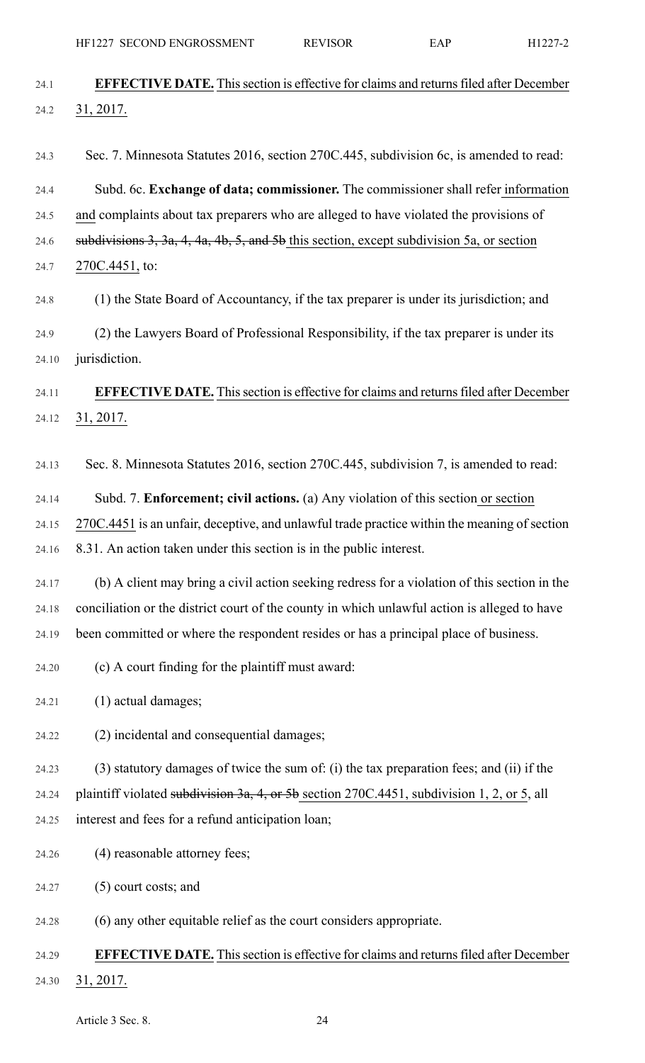**EFFECTIVE DATE.** This section is effective for claims and returns filed after December 31, 2017.

Sec. 7. Minnesota Statutes 2016, section 270C.445, subdivision 6c, is amended to read:

Subd. 6c. **Exchange of data; commissioner.** The commissioner shall refer information and complaints about tax preparers who are alleged to have violated the provisions of ~~subdivisions 3, 3a, 4, 4a, 4b, 5, and 5b~~ this section, except subdivision 5a, or section 270C.4451, to:

(1) the State Board of Accountancy, if the tax preparer is under its jurisdiction; and

(2) the Lawyers Board of Professional Responsibility, if the tax preparer is under its jurisdiction.

**EFFECTIVE DATE.** This section is effective for claims and returns filed after December 31, 2017.

Sec. 8. Minnesota Statutes 2016, section 270C.445, subdivision 7, is amended to read:

Subd. 7. **Enforcement; civil actions.** (a) Any violation of this section or section 270C.4451 is an unfair, deceptive, and unlawful trade practice within the meaning of section 8.31. An action taken under this section is in the public interest.

(b) A client may bring a civil action seeking redress for a violation of this section in the conciliation or the district court of the county in which unlawful action is alleged to have been committed or where the respondent resides or has a principal place of business.

(c) A court finding for the plaintiff must award:

(1) actual damages;

(2) incidental and consequential damages;

(3) statutory damages of twice the sum of: (i) the tax preparation fees; and (ii) if the plaintiff violated ~~subdivision 3a, 4, or 5b~~ section 270C.4451, subdivision 1, 2, or 5, all interest and fees for a refund anticipation loan;

(4) reasonable attorney fees;

(5) court costs; and

(6) any other equitable relief as the court considers appropriate.

**EFFECTIVE DATE.** This section is effective for claims and returns filed after December 31, 2017.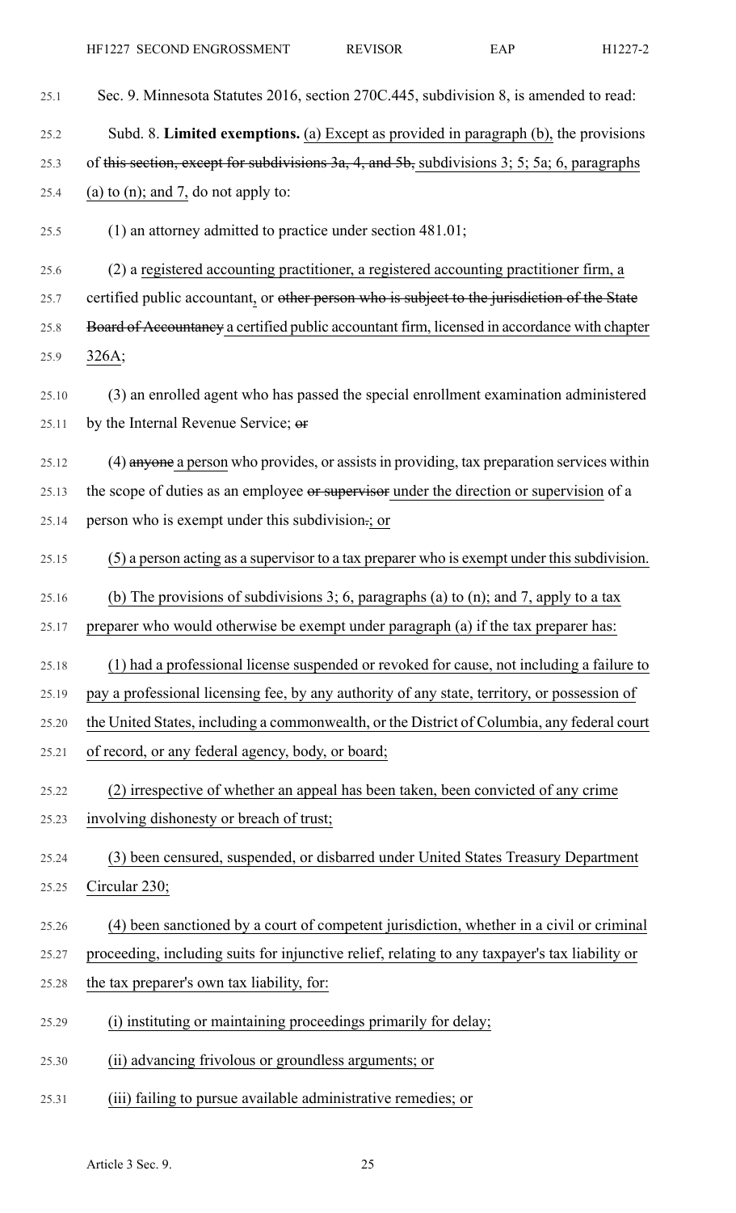Sec. 9. Minnesota Statutes 2016, section 270C.445, subdivision 8, is amended to read:

Subd. 8. **Limited exemptions.** (a) Except as provided in paragraph (b), the provisions of ~~this section, except for subdivisions 3a, 4, and 5b,~~ subdivisions 3; 5; 5a; 6, paragraphs (a) to (n); and 7, do not apply to:

(1) an attorney admitted to practice under section 481.01;

(2) a registered accounting practitioner, a registered accounting practitioner firm, a certified public accountant, or ~~other person who is subject to the jurisdiction of the State Board of Accountancy~~ a certified public accountant firm, licensed in accordance with chapter 326A;

(3) an enrolled agent who has passed the special enrollment examination administered by the Internal Revenue Service; ~~or~~

(4) ~~anyone~~ a person who provides, or assists in providing, tax preparation services within the scope of duties as an employee ~~or supervisor~~ under the direction or supervision of a person who is exempt under this subdivision~~.~~; or

(5) a person acting as a supervisor to a tax preparer who is exempt under this subdivision.

(b) The provisions of subdivisions 3; 6, paragraphs (a) to (n); and 7, apply to a tax preparer who would otherwise be exempt under paragraph (a) if the tax preparer has:

(1) had a professional license suspended or revoked for cause, not including a failure to pay a professional licensing fee, by any authority of any state, territory, or possession of the United States, including a commonwealth, or the District of Columbia, any federal court of record, or any federal agency, body, or board;

(2) irrespective of whether an appeal has been taken, been convicted of any crime involving dishonesty or breach of trust;

(3) been censured, suspended, or disbarred under United States Treasury Department Circular 230;

(4) been sanctioned by a court of competent jurisdiction, whether in a civil or criminal proceeding, including suits for injunctive relief, relating to any taxpayer's tax liability or the tax preparer's own tax liability, for:

(i) instituting or maintaining proceedings primarily for delay;

(ii) advancing frivolous or groundless arguments; or

(iii) failing to pursue available administrative remedies; or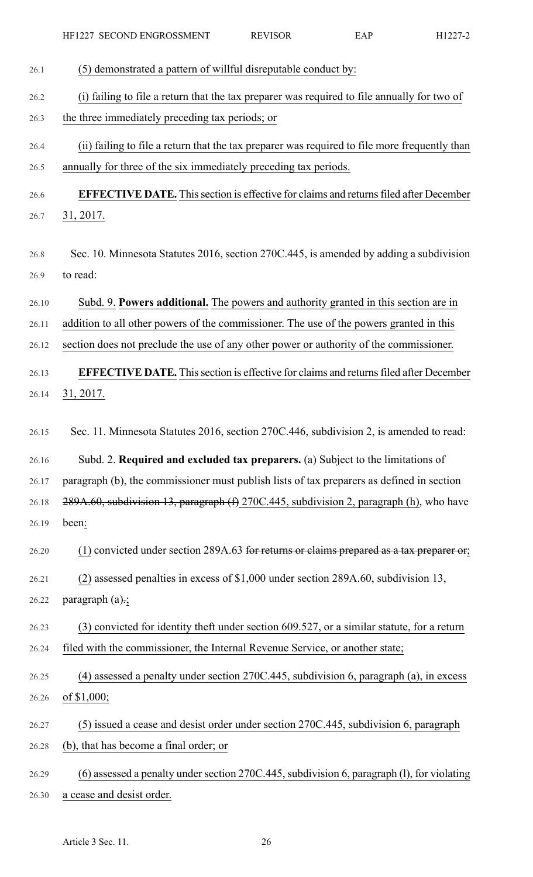(5) demonstrated a pattern of willful disreputable conduct by:

(i) failing to file a return that the tax preparer was required to file annually for two of the three immediately preceding tax periods; or

(ii) failing to file a return that the tax preparer was required to file more frequently than annually for three of the six immediately preceding tax periods.

**EFFECTIVE DATE.** This section is effective for claims and returns filed after December 31, 2017.

Sec. 10. Minnesota Statutes 2016, section 270C.445, is amended by adding a subdivision to read:

Subd. 9. **Powers additional.** The powers and authority granted in this section are in addition to all other powers of the commissioner. The use of the powers granted in this section does not preclude the use of any other power or authority of the commissioner.

**EFFECTIVE DATE.** This section is effective for claims and returns filed after December 31, 2017.

Sec. 11. Minnesota Statutes 2016, section 270C.446, subdivision 2, is amended to read:

Subd. 2. **Required and excluded tax preparers.** (a) Subject to the limitations of paragraph (b), the commissioner must publish lists of tax preparers as defined in section ~~289A.60, subdivision 13, paragraph (f)~~ 270C.445, subdivision 2, paragraph (h), who have been:

(1) convicted under section 289A.63 ~~for returns or claims prepared as a tax preparer or~~;

(2) assessed penalties in excess of $1,000 under section 289A.60, subdivision 13, paragraph (a)~~.~~;

(3) convicted for identity theft under section 609.527, or a similar statute, for a return filed with the commissioner, the Internal Revenue Service, or another state;

(4) assessed a penalty under section 270C.445, subdivision 6, paragraph (a), in excess of $1,000;

(5) issued a cease and desist order under section 270C.445, subdivision 6, paragraph (b), that has become a final order; or

(6) assessed a penalty under section 270C.445, subdivision 6, paragraph (l), for violating a cease and desist order.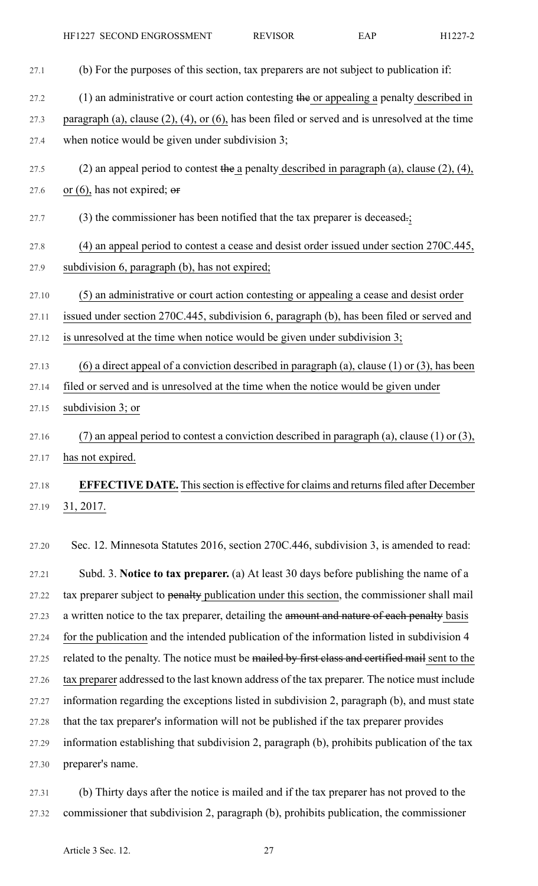(b) For the purposes of this section, tax preparers are not subject to publication if:

(1) an administrative or court action contesting ~~the~~ or appealing a penalty described in paragraph (a), clause (2), (4), or (6), has been filed or served and is unresolved at the time when notice would be given under subdivision 3;

(2) an appeal period to contest ~~the~~ a penalty described in paragraph (a), clause (2), (4), or (6), has not expired; ~~or~~

(3) the commissioner has been notified that the tax preparer is deceased~~.~~;

(4) an appeal period to contest a cease and desist order issued under section 270C.445, subdivision 6, paragraph (b), has not expired;

(5) an administrative or court action contesting or appealing a cease and desist order issued under section 270C.445, subdivision 6, paragraph (b), has been filed or served and is unresolved at the time when notice would be given under subdivision 3;

(6) a direct appeal of a conviction described in paragraph (a), clause (1) or (3), has been filed or served and is unresolved at the time when the notice would be given under subdivision 3; or

(7) an appeal period to contest a conviction described in paragraph (a), clause (1) or (3), has not expired.

**EFFECTIVE DATE.** This section is effective for claims and returns filed after December 31, 2017.

Sec. 12. Minnesota Statutes 2016, section 270C.446, subdivision 3, is amended to read:

Subd. 3. **Notice to tax preparer.** (a) At least 30 days before publishing the name of a tax preparer subject to ~~penalty~~ publication under this section, the commissioner shall mail a written notice to the tax preparer, detailing the ~~amount and nature of each penalty~~ basis for the publication and the intended publication of the information listed in subdivision 4 related to the penalty. The notice must be ~~mailed by first class and certified mail~~ sent to the tax preparer addressed to the last known address of the tax preparer. The notice must include information regarding the exceptions listed in subdivision 2, paragraph (b), and must state that the tax preparer's information will not be published if the tax preparer provides information establishing that subdivision 2, paragraph (b), prohibits publication of the tax preparer's name.

(b) Thirty days after the notice is mailed and if the tax preparer has not proved to the commissioner that subdivision 2, paragraph (b), prohibits publication, the commissioner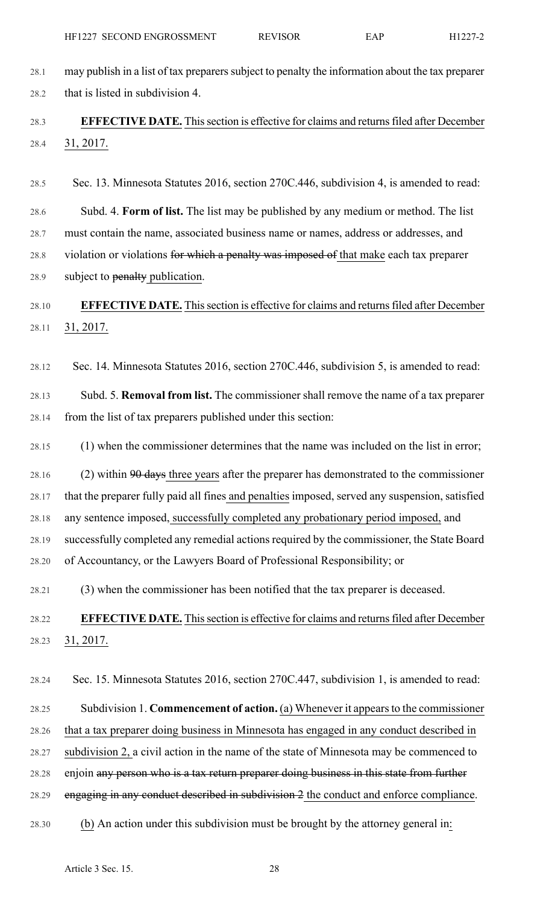may publish in a list of tax preparers subject to penalty the information about the tax preparer that is listed in subdivision 4.

**EFFECTIVE DATE.** This section is effective for claims and returns filed after December 31, 2017.

Sec. 13. Minnesota Statutes 2016, section 270C.446, subdivision 4, is amended to read:

Subd. 4. **Form of list.** The list may be published by any medium or method. The list must contain the name, associated business name or names, address or addresses, and violation or violations ~~for which a penalty was imposed of~~ that make each tax preparer subject to ~~penalty~~ publication.

**EFFECTIVE DATE.** This section is effective for claims and returns filed after December 31, 2017.

Sec. 14. Minnesota Statutes 2016, section 270C.446, subdivision 5, is amended to read:

Subd. 5. **Removal from list.** The commissioner shall remove the name of a tax preparer from the list of tax preparers published under this section:

(1) when the commissioner determines that the name was included on the list in error;

(2) within ~~90 days~~ three years after the preparer has demonstrated to the commissioner that the preparer fully paid all fines and penalties imposed, served any suspension, satisfied any sentence imposed, successfully completed any probationary period imposed, and successfully completed any remedial actions required by the commissioner, the State Board of Accountancy, or the Lawyers Board of Professional Responsibility; or

(3) when the commissioner has been notified that the tax preparer is deceased.

**EFFECTIVE DATE.** This section is effective for claims and returns filed after December 31, 2017.

Sec. 15. Minnesota Statutes 2016, section 270C.447, subdivision 1, is amended to read:

Subdivision 1. **Commencement of action.** (a) Whenever it appears to the commissioner that a tax preparer doing business in Minnesota has engaged in any conduct described in subdivision 2, a civil action in the name of the state of Minnesota may be commenced to enjoin ~~any person who is a tax return preparer doing business in this state from further engaging in any conduct described in subdivision 2~~ the conduct and enforce compliance.

(b) An action under this subdivision must be brought by the attorney general in: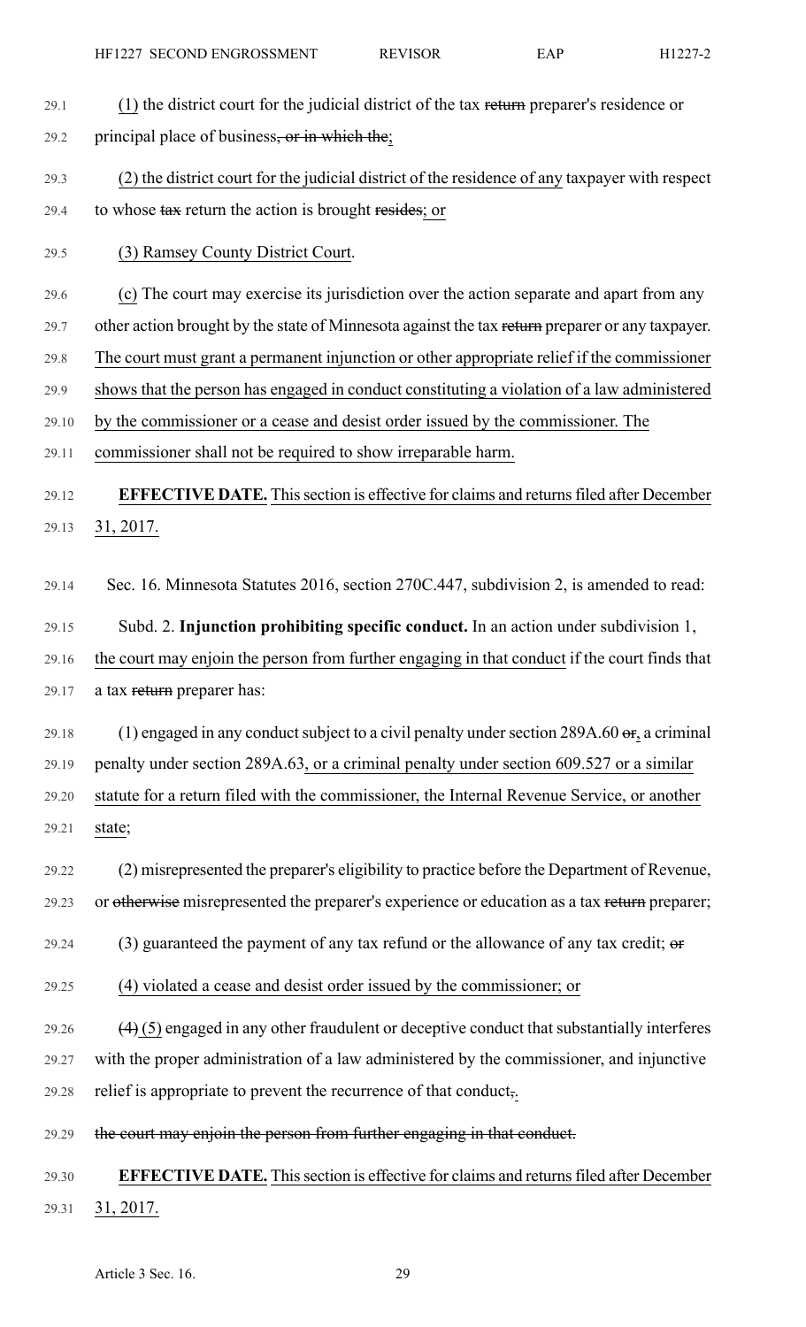(1) the district court for the judicial district of the tax ~~return~~ preparer's residence or principal place of business~~, or in which the~~;

(2) the district court for the judicial district of the residence of any taxpayer with respect to whose ~~tax~~ return the action is brought ~~resides~~; or

(3) Ramsey County District Court.

(c) The court may exercise its jurisdiction over the action separate and apart from any other action brought by the state of Minnesota against the tax ~~return~~ preparer or any taxpayer. The court must grant a permanent injunction or other appropriate relief if the commissioner shows that the person has engaged in conduct constituting a violation of a law administered by the commissioner or a cease and desist order issued by the commissioner. The commissioner shall not be required to show irreparable harm.

**EFFECTIVE DATE.** This section is effective for claims and returns filed after December 31, 2017.

Sec. 16. Minnesota Statutes 2016, section 270C.447, subdivision 2, is amended to read:

Subd. 2. **Injunction prohibiting specific conduct.** In an action under subdivision 1, the court may enjoin the person from further engaging in that conduct if the court finds that a tax ~~return~~ preparer has:

(1) engaged in any conduct subject to a civil penalty under section 289A.60 ~~or~~, a criminal penalty under section 289A.63, or a criminal penalty under section 609.527 or a similar statute for a return filed with the commissioner, the Internal Revenue Service, or another state;

(2) misrepresented the preparer's eligibility to practice before the Department of Revenue, or ~~otherwise~~ misrepresented the preparer's experience or education as a tax ~~return~~ preparer;

(3) guaranteed the payment of any tax refund or the allowance of any tax credit; ~~or~~

(4) violated a cease and desist order issued by the commissioner; or

~~(4)~~ (5) engaged in any other fraudulent or deceptive conduct that substantially interferes with the proper administration of a law administered by the commissioner, and injunctive relief is appropriate to prevent the recurrence of that conduct~~,~~.

~~the court may enjoin the person from further engaging in that conduct.~~

**EFFECTIVE DATE.** This section is effective for claims and returns filed after December 31, 2017.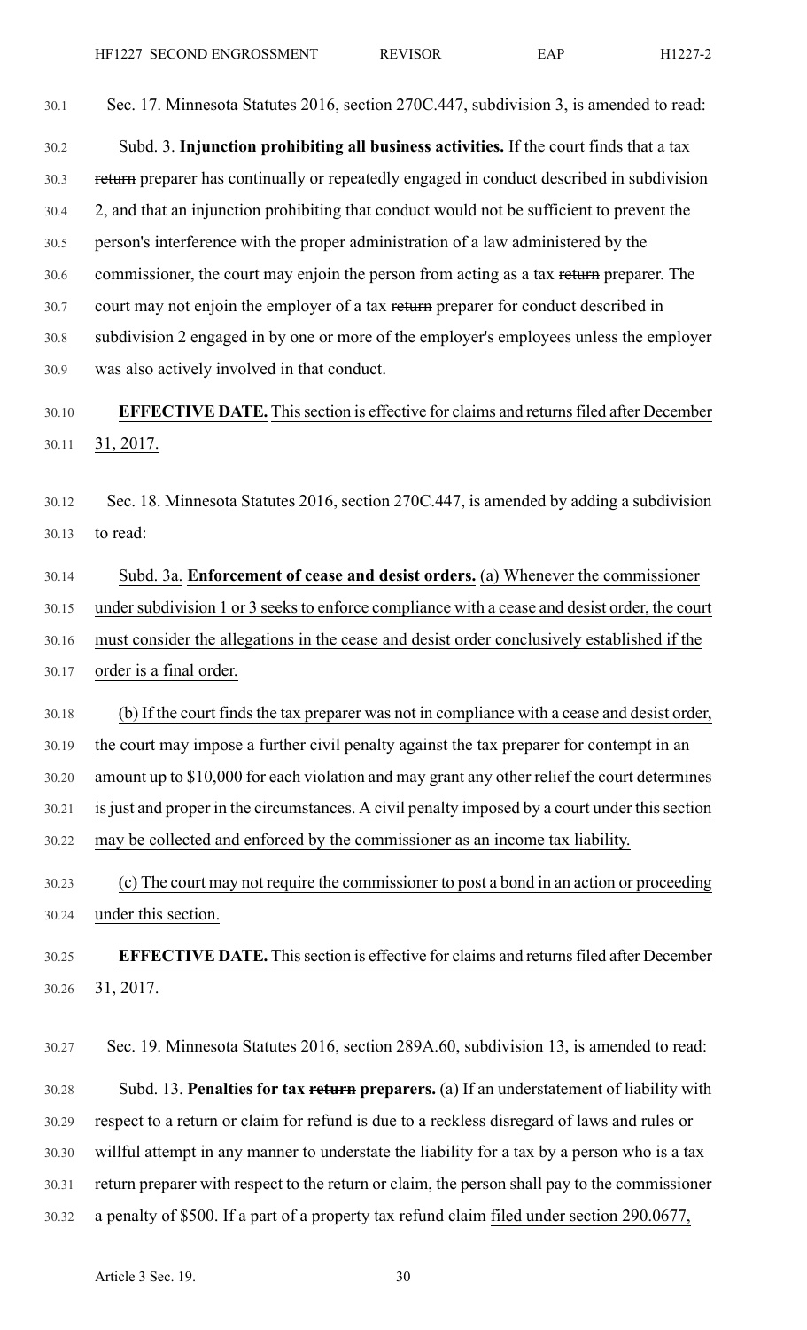Sec. 17. Minnesota Statutes 2016, section 270C.447, subdivision 3, is amended to read:

Subd. 3. **Injunction prohibiting all business activities.** If the court finds that a tax ~~return~~ preparer has continually or repeatedly engaged in conduct described in subdivision 2, and that an injunction prohibiting that conduct would not be sufficient to prevent the person's interference with the proper administration of a law administered by the commissioner, the court may enjoin the person from acting as a tax ~~return~~ preparer. The court may not enjoin the employer of a tax ~~return~~ preparer for conduct described in subdivision 2 engaged in by one or more of the employer's employees unless the employer was also actively involved in that conduct.

**EFFECTIVE DATE.** This section is effective for claims and returns filed after December 31, 2017.

Sec. 18. Minnesota Statutes 2016, section 270C.447, is amended by adding a subdivision to read:

Subd. 3a. **Enforcement of cease and desist orders.** (a) Whenever the commissioner under subdivision 1 or 3 seeks to enforce compliance with a cease and desist order, the court must consider the allegations in the cease and desist order conclusively established if the order is a final order.

(b) If the court finds the tax preparer was not in compliance with a cease and desist order, the court may impose a further civil penalty against the tax preparer for contempt in an amount up to $10,000 for each violation and may grant any other relief the court determines is just and proper in the circumstances. A civil penalty imposed by a court under this section may be collected and enforced by the commissioner as an income tax liability.

(c) The court may not require the commissioner to post a bond in an action or proceeding under this section.

**EFFECTIVE DATE.** This section is effective for claims and returns filed after December 31, 2017.

Sec. 19. Minnesota Statutes 2016, section 289A.60, subdivision 13, is amended to read:

Subd. 13. **Penalties for tax ~~return~~ preparers.** (a) If an understatement of liability with respect to a return or claim for refund is due to a reckless disregard of laws and rules or willful attempt in any manner to understate the liability for a tax by a person who is a tax ~~return~~ preparer with respect to the return or claim, the person shall pay to the commissioner a penalty of $500. If a part of a ~~property tax refund~~ claim filed under section 290.0677,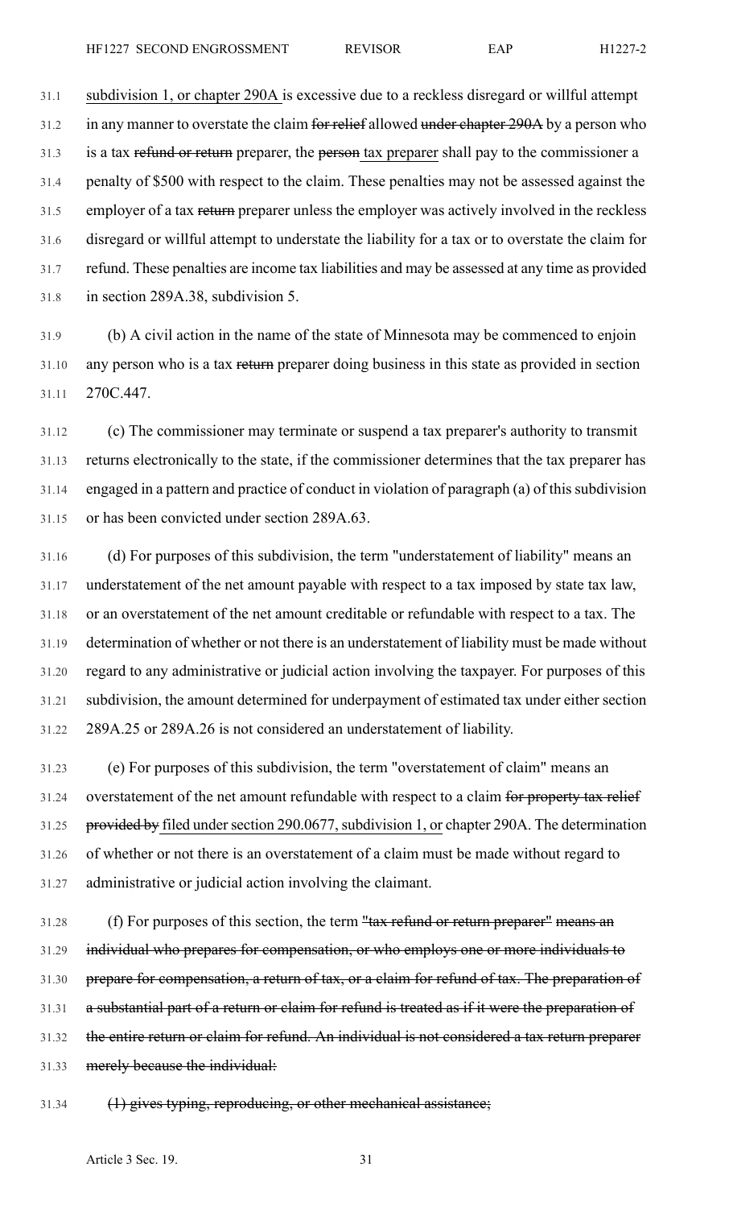subdivision 1, or chapter 290A is excessive due to a reckless disregard or willful attempt in any manner to overstate the claim ~~for relief~~ allowed ~~under chapter 290A~~ by a person who is a tax ~~refund or return~~ preparer, the ~~person~~ tax preparer shall pay to the commissioner a penalty of $500 with respect to the claim. These penalties may not be assessed against the employer of a tax ~~return~~ preparer unless the employer was actively involved in the reckless disregard or willful attempt to understate the liability for a tax or to overstate the claim for refund. These penalties are income tax liabilities and may be assessed at any time as provided in section 289A.38, subdivision 5.

(b) A civil action in the name of the state of Minnesota may be commenced to enjoin any person who is a tax ~~return~~ preparer doing business in this state as provided in section 270C.447.

(c) The commissioner may terminate or suspend a tax preparer's authority to transmit returns electronically to the state, if the commissioner determines that the tax preparer has engaged in a pattern and practice of conduct in violation of paragraph (a) of this subdivision or has been convicted under section 289A.63.

(d) For purposes of this subdivision, the term "understatement of liability" means an understatement of the net amount payable with respect to a tax imposed by state tax law, or an overstatement of the net amount creditable or refundable with respect to a tax. The determination of whether or not there is an understatement of liability must be made without regard to any administrative or judicial action involving the taxpayer. For purposes of this subdivision, the amount determined for underpayment of estimated tax under either section 289A.25 or 289A.26 is not considered an understatement of liability.

(e) For purposes of this subdivision, the term "overstatement of claim" means an overstatement of the net amount refundable with respect to a claim ~~for property tax relief provided by~~ filed under section 290.0677, subdivision 1, or chapter 290A. The determination of whether or not there is an overstatement of a claim must be made without regard to administrative or judicial action involving the claimant.

(f) For purposes of this section, the term ~~"tax refund or return preparer" means an individual who prepares for compensation, or who employs one or more individuals to prepare for compensation, a return of tax, or a claim for refund of tax. The preparation of a substantial part of a return or claim for refund is treated as if it were the preparation of the entire return or claim for refund. An individual is not considered a tax return preparer merely because the individual:~~

~~(1) gives typing, reproducing, or other mechanical assistance;~~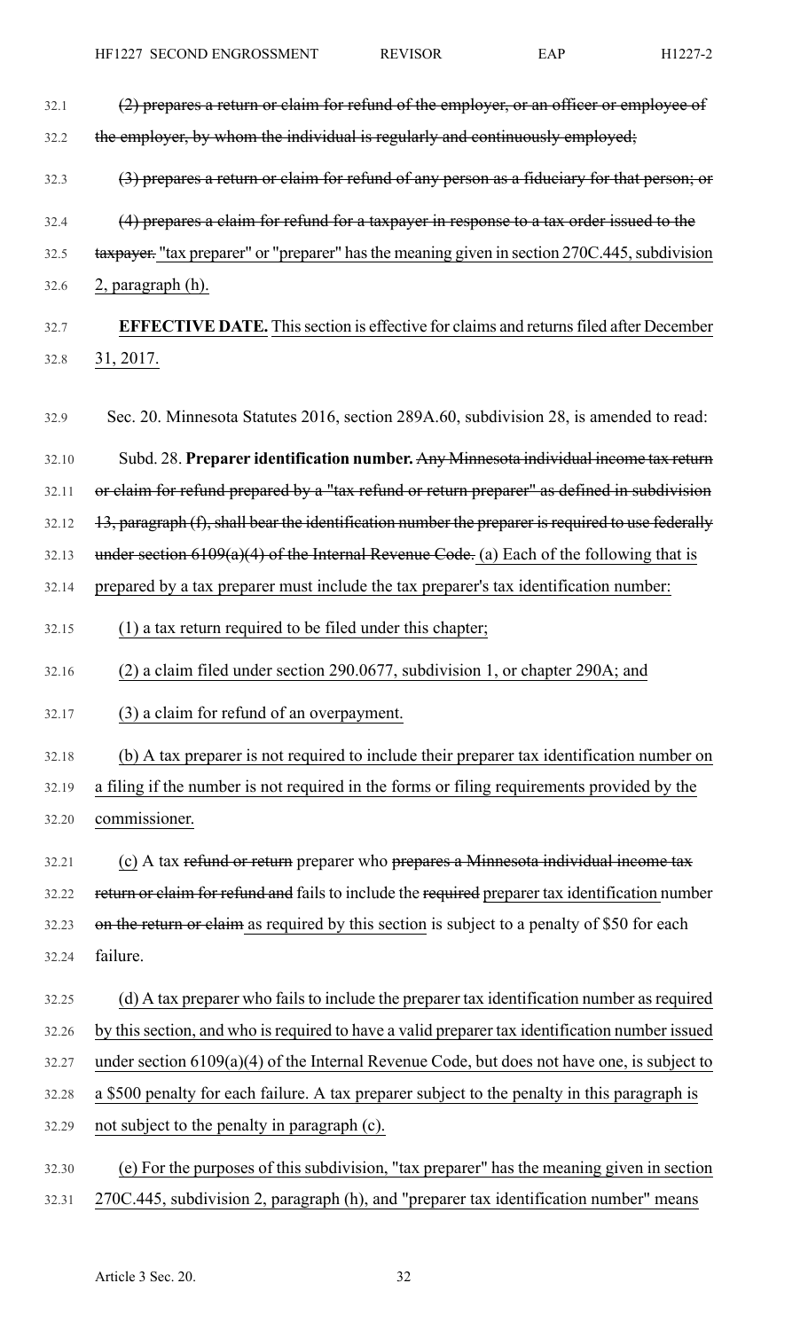(2) prepares a return or claim for refund of the employer, or an officer or employee of the employer, by whom the individual is regularly and continuously employed;

(3) prepares a return or claim for refund of any person as a fiduciary for that person; or

(4) prepares a claim for refund for a taxpayer in response to a tax order issued to the taxpayer. "tax preparer" or "preparer" has the meaning given in section 270C.445, subdivision 2, paragraph (h).

**EFFECTIVE DATE.** This section is effective for claims and returns filed after December 31, 2017.

Sec. 20. Minnesota Statutes 2016, section 289A.60, subdivision 28, is amended to read:

Subd. 28. **Preparer identification number.** Any Minnesota individual income tax return or claim for refund prepared by a "tax refund or return preparer" as defined in subdivision 13, paragraph (f), shall bear the identification number the preparer is required to use federally under section 6109(a)(4) of the Internal Revenue Code. (a) Each of the following that is prepared by a tax preparer must include the tax preparer's tax identification number:

(1) a tax return required to be filed under this chapter;

(2) a claim filed under section 290.0677, subdivision 1, or chapter 290A; and

(3) a claim for refund of an overpayment.

(b) A tax preparer is not required to include their preparer tax identification number on a filing if the number is not required in the forms or filing requirements provided by the commissioner.

(c) A tax refund or return preparer who prepares a Minnesota individual income tax return or claim for refund and fails to include the required preparer tax identification number on the return or claim as required by this section is subject to a penalty of $50 for each failure.

(d) A tax preparer who fails to include the preparer tax identification number as required by this section, and who is required to have a valid preparer tax identification number issued under section 6109(a)(4) of the Internal Revenue Code, but does not have one, is subject to a $500 penalty for each failure. A tax preparer subject to the penalty in this paragraph is not subject to the penalty in paragraph (c).

(e) For the purposes of this subdivision, "tax preparer" has the meaning given in section 270C.445, subdivision 2, paragraph (h), and "preparer tax identification number" means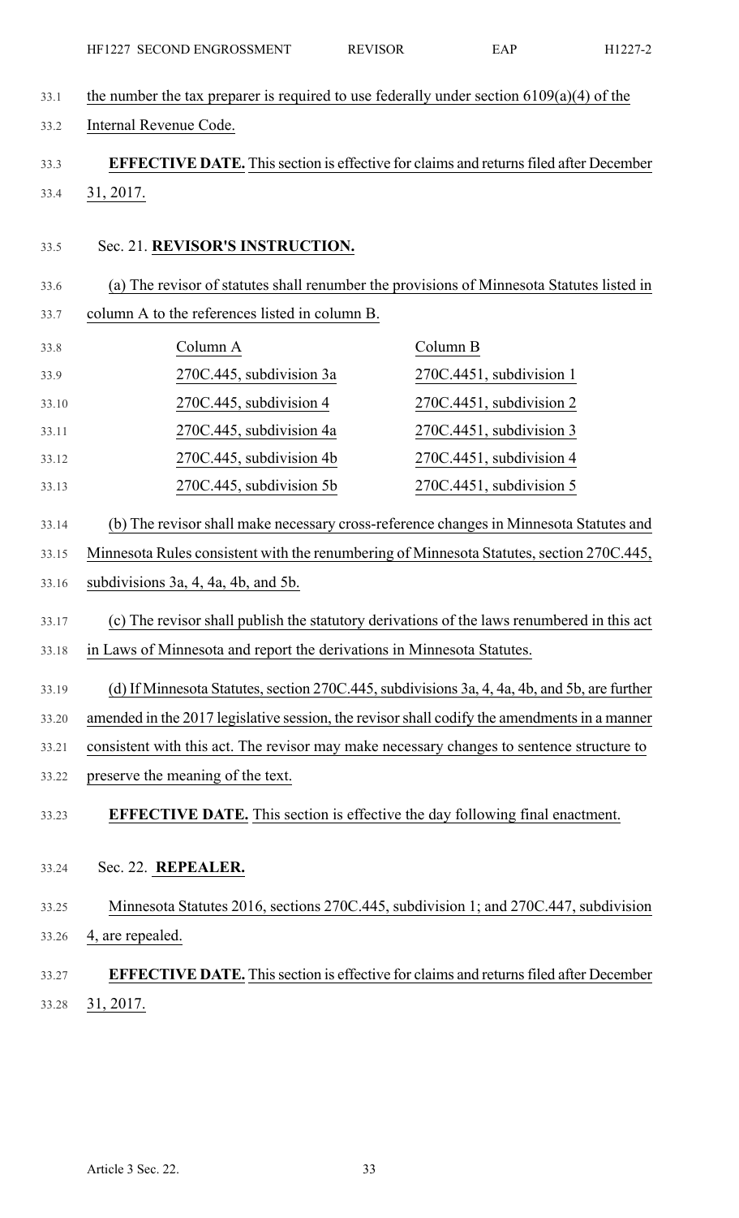the number the tax preparer is required to use federally under section 6109(a)(4) of the Internal Revenue Code.

**EFFECTIVE DATE.** This section is effective for claims and returns filed after December 31, 2017.

Sec. 21. **REVISOR'S INSTRUCTION.**

(a) The revisor of statutes shall renumber the provisions of Minnesota Statutes listed in column A to the references listed in column B.

| Column A | Column B |
|---|---|
| 270C.445, subdivision 3a | 270C.4451, subdivision 1 |
| 270C.445, subdivision 4 | 270C.4451, subdivision 2 |
| 270C.445, subdivision 4a | 270C.4451, subdivision 3 |
| 270C.445, subdivision 4b | 270C.4451, subdivision 4 |
| 270C.445, subdivision 5b | 270C.4451, subdivision 5 |

(b) The revisor shall make necessary cross-reference changes in Minnesota Statutes and Minnesota Rules consistent with the renumbering of Minnesota Statutes, section 270C.445, subdivisions 3a, 4, 4a, 4b, and 5b.

(c) The revisor shall publish the statutory derivations of the laws renumbered in this act in Laws of Minnesota and report the derivations in Minnesota Statutes.

(d) If Minnesota Statutes, section 270C.445, subdivisions 3a, 4, 4a, 4b, and 5b, are further amended in the 2017 legislative session, the revisor shall codify the amendments in a manner consistent with this act. The revisor may make necessary changes to sentence structure to preserve the meaning of the text.

**EFFECTIVE DATE.** This section is effective the day following final enactment.

Sec. 22. **REPEALER.**

Minnesota Statutes 2016, sections 270C.445, subdivision 1; and 270C.447, subdivision 4, are repealed.

**EFFECTIVE DATE.** This section is effective for claims and returns filed after December 31, 2017.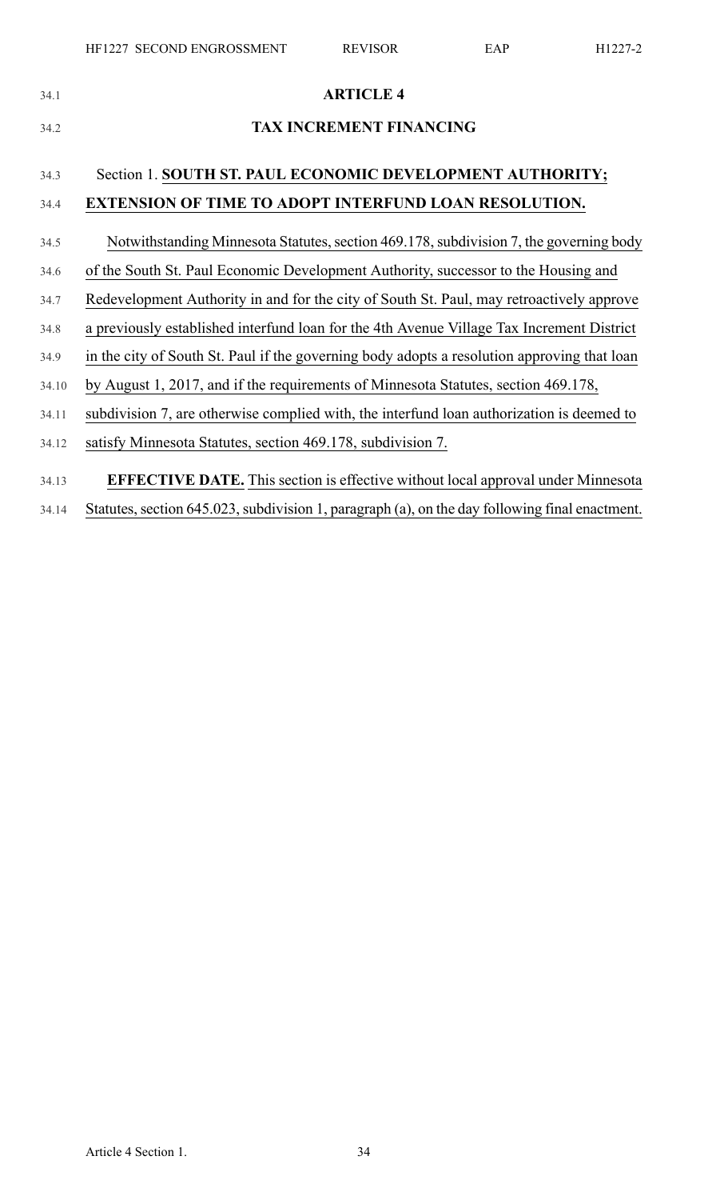# ARTICLE 4

# TAX INCREMENT FINANCING

## Section 1. SOUTH ST. PAUL ECONOMIC DEVELOPMENT AUTHORITY; EXTENSION OF TIME TO ADOPT INTERFUND LOAN RESOLUTION.

Notwithstanding Minnesota Statutes, section 469.178, subdivision 7, the governing body of the South St. Paul Economic Development Authority, successor to the Housing and Redevelopment Authority in and for the city of South St. Paul, may retroactively approve a previously established interfund loan for the 4th Avenue Village Tax Increment District in the city of South St. Paul if the governing body adopts a resolution approving that loan by August 1, 2017, and if the requirements of Minnesota Statutes, section 469.178, subdivision 7, are otherwise complied with, the interfund loan authorization is deemed to satisfy Minnesota Statutes, section 469.178, subdivision 7.

**EFFECTIVE DATE.** This section is effective without local approval under Minnesota Statutes, section 645.023, subdivision 1, paragraph (a), on the day following final enactment.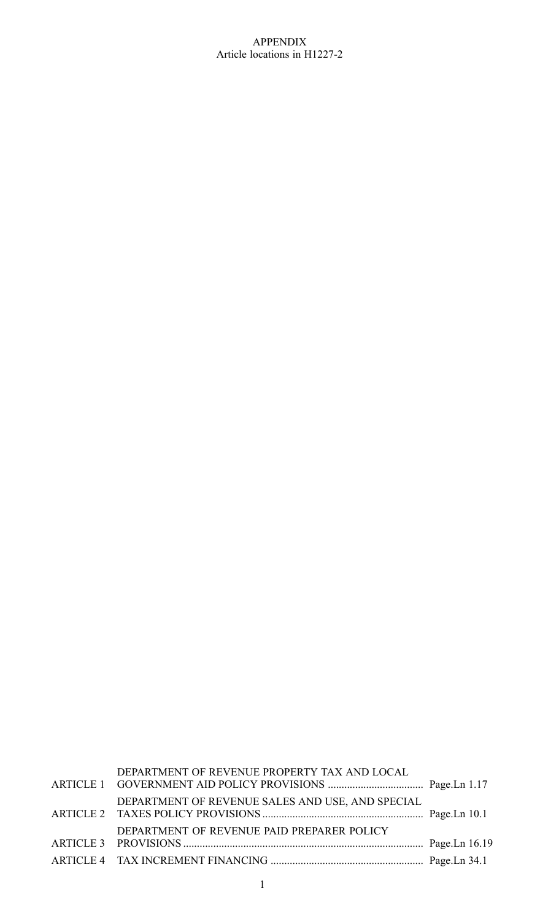APPENDIX
Article locations in H1227-2

| | | |
|---|---|---|
| ARTICLE 1 | DEPARTMENT OF REVENUE PROPERTY TAX AND LOCAL GOVERNMENT AID POLICY PROVISIONS | Page.Ln 1.17 |
| ARTICLE 2 | DEPARTMENT OF REVENUE SALES AND USE, AND SPECIAL TAXES POLICY PROVISIONS | Page.Ln 10.1 |
| ARTICLE 3 | DEPARTMENT OF REVENUE PAID PREPARER POLICY PROVISIONS | Page.Ln 16.19 |
| ARTICLE 4 | TAX INCREMENT FINANCING | Page.Ln 34.1 |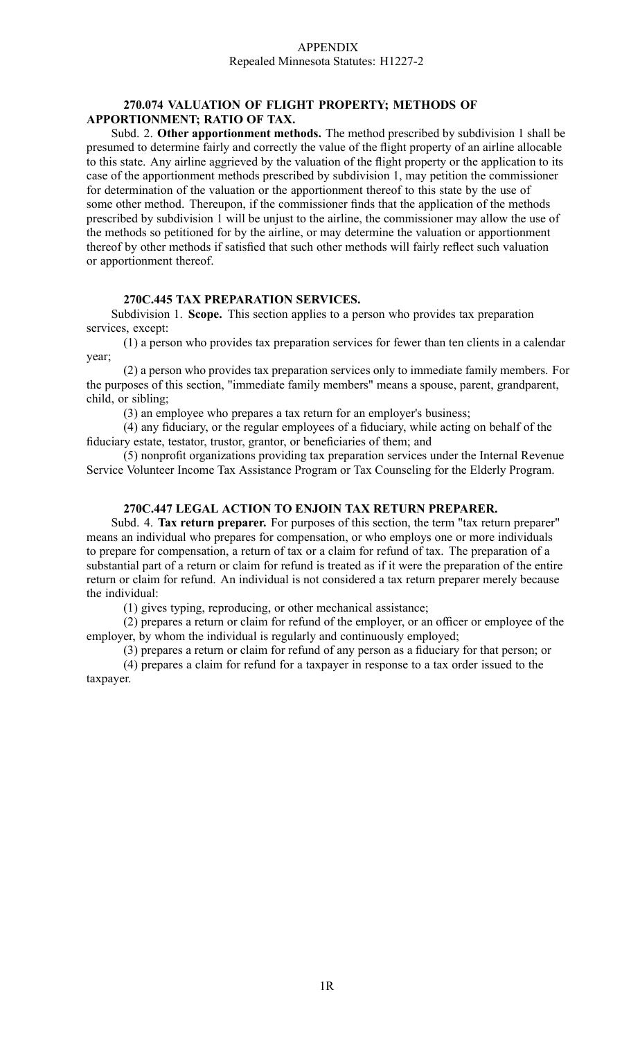APPENDIX
Repealed Minnesota Statutes: H1227-2

**270.074 VALUATION OF FLIGHT PROPERTY; METHODS OF APPORTIONMENT; RATIO OF TAX.**

Subd. 2. **Other apportionment methods.** The method prescribed by subdivision 1 shall be presumed to determine fairly and correctly the value of the flight property of an airline allocable to this state. Any airline aggrieved by the valuation of the flight property or the application to its case of the apportionment methods prescribed by subdivision 1, may petition the commissioner for determination of the valuation or the apportionment thereof to this state by the use of some other method. Thereupon, if the commissioner finds that the application of the methods prescribed by subdivision 1 will be unjust to the airline, the commissioner may allow the use of the methods so petitioned for by the airline, or may determine the valuation or apportionment thereof by other methods if satisfied that such other methods will fairly reflect such valuation or apportionment thereof.

**270C.445 TAX PREPARATION SERVICES.**

Subdivision 1. **Scope.** This section applies to a person who provides tax preparation services, except:

(1) a person who provides tax preparation services for fewer than ten clients in a calendar year;

(2) a person who provides tax preparation services only to immediate family members. For the purposes of this section, "immediate family members" means a spouse, parent, grandparent, child, or sibling;

(3) an employee who prepares a tax return for an employer's business;

(4) any fiduciary, or the regular employees of a fiduciary, while acting on behalf of the fiduciary estate, testator, trustor, grantor, or beneficiaries of them; and

(5) nonprofit organizations providing tax preparation services under the Internal Revenue Service Volunteer Income Tax Assistance Program or Tax Counseling for the Elderly Program.

**270C.447 LEGAL ACTION TO ENJOIN TAX RETURN PREPARER.**

Subd. 4. **Tax return preparer.** For purposes of this section, the term "tax return preparer" means an individual who prepares for compensation, or who employs one or more individuals to prepare for compensation, a return of tax or a claim for refund of tax. The preparation of a substantial part of a return or claim for refund is treated as if it were the preparation of the entire return or claim for refund. An individual is not considered a tax return preparer merely because the individual:

(1) gives typing, reproducing, or other mechanical assistance;

(2) prepares a return or claim for refund of the employer, or an officer or employee of the employer, by whom the individual is regularly and continuously employed;

(3) prepares a return or claim for refund of any person as a fiduciary for that person; or

(4) prepares a claim for refund for a taxpayer in response to a tax order issued to the taxpayer.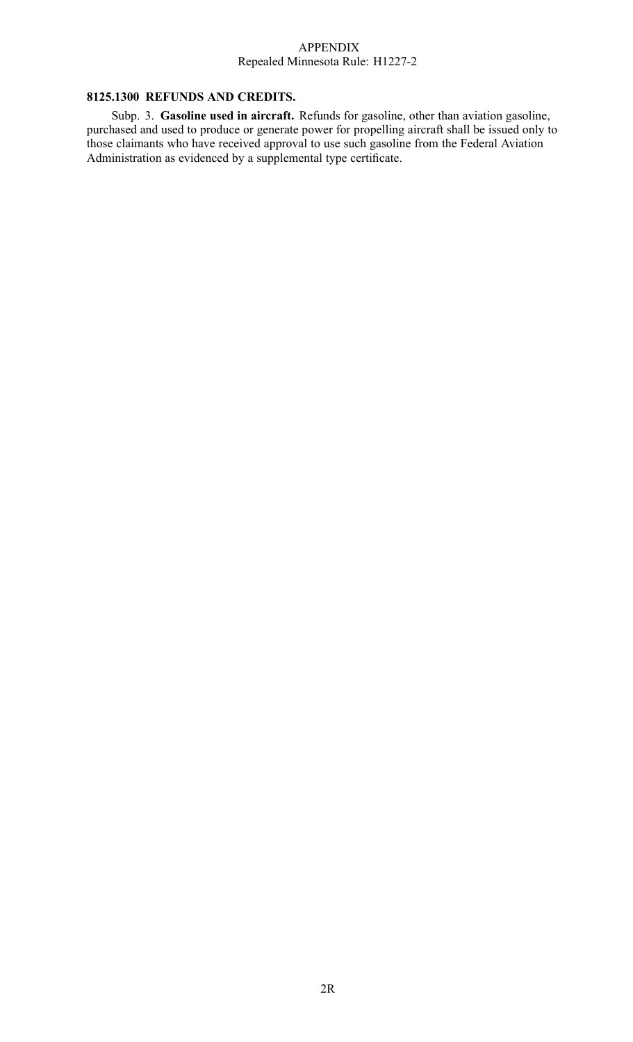APPENDIX
Repealed Minnesota Rule: H1227-2

**8125.1300 REFUNDS AND CREDITS.**

Subp. 3. **Gasoline used in aircraft.** Refunds for gasoline, other than aviation gasoline, purchased and used to produce or generate power for propelling aircraft shall be issued only to those claimants who have received approval to use such gasoline from the Federal Aviation Administration as evidenced by a supplemental type certificate.